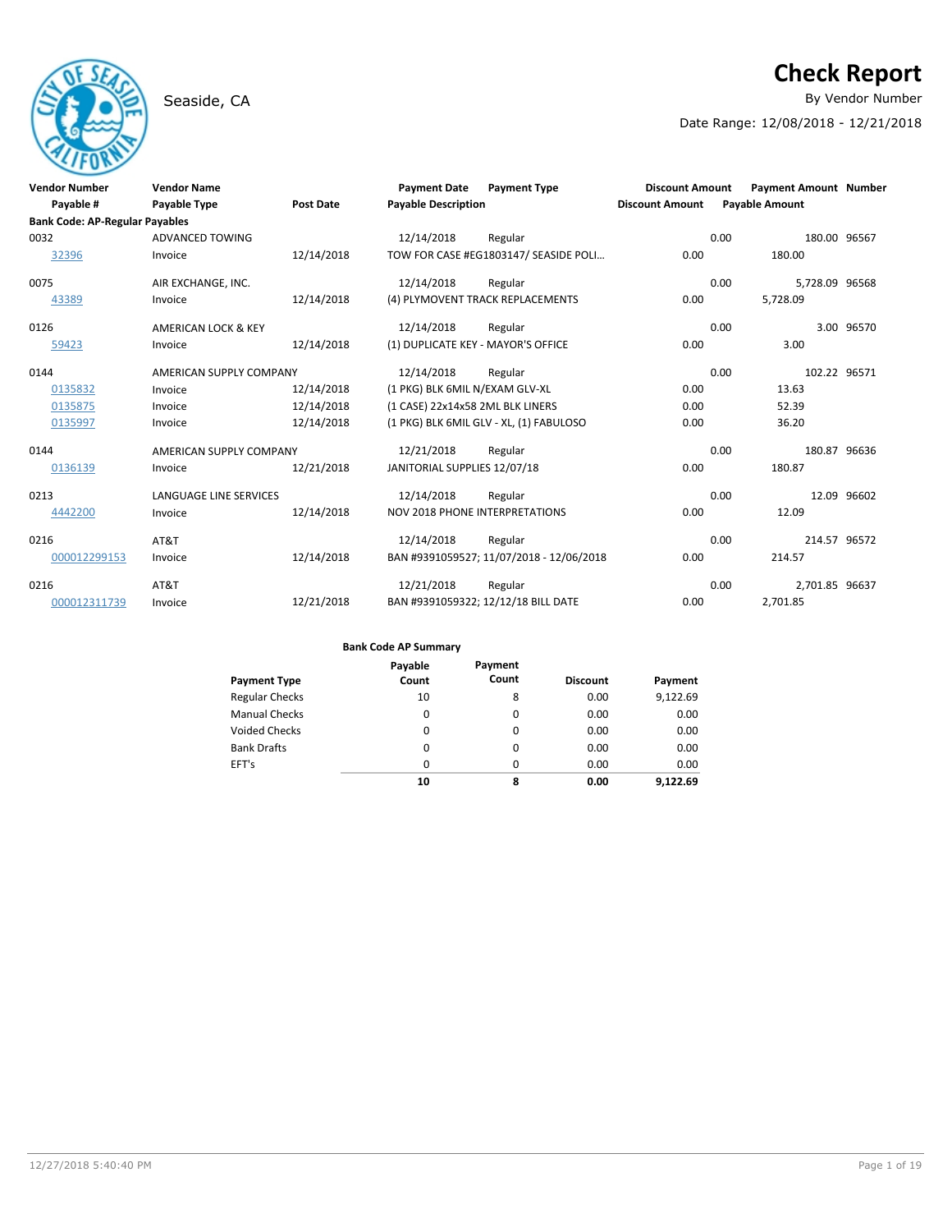# Check Report

Seaside, CA

By Vendor Number

Date Range: 12/08/2018 - 12/21/2018

| Vendor Number | Vendor Name | | Payment Date | Payment Type | Discount Amount | Payment Amount | Number |
|---|---|---|---|---|---|---|---|
| Payable # | Payable Type | Post Date | Payable Description | | Discount Amount | Payable Amount | |
| **Bank Code: AP-Regular Payables** | | | | | | | |
| 0032 | ADVANCED TOWING | | 12/14/2018 | Regular | 0.00 | 180.00 | 96567 |
| 32396 | Invoice | 12/14/2018 | TOW FOR CASE #EG1803147/ SEASIDE POLI... | | 0.00 | 180.00 | |
| 0075 | AIR EXCHANGE, INC. | | 12/14/2018 | Regular | 0.00 | 5,728.09 | 96568 |
| 43389 | Invoice | 12/14/2018 | (4) PLYMOVENT TRACK REPLACEMENTS | | 0.00 | 5,728.09 | |
| 0126 | AMERICAN LOCK & KEY | | 12/14/2018 | Regular | 0.00 | 3.00 | 96570 |
| 59423 | Invoice | 12/14/2018 | (1) DUPLICATE KEY - MAYOR'S OFFICE | | 0.00 | 3.00 | |
| 0144 | AMERICAN SUPPLY COMPANY | | 12/14/2018 | Regular | 0.00 | 102.22 | 96571 |
| 0135832 | Invoice | 12/14/2018 | (1 PKG) BLK 6MIL N/EXAM GLV-XL | | 0.00 | 13.63 | |
| 0135875 | Invoice | 12/14/2018 | (1 CASE) 22x14x58 2ML BLK LINERS | | 0.00 | 52.39 | |
| 0135997 | Invoice | 12/14/2018 | (1 PKG) BLK 6MIL GLV - XL, (1) FABULOSO | | 0.00 | 36.20 | |
| 0144 | AMERICAN SUPPLY COMPANY | | 12/21/2018 | Regular | 0.00 | 180.87 | 96636 |
| 0136139 | Invoice | 12/21/2018 | JANITORIAL SUPPLIES 12/07/18 | | 0.00 | 180.87 | |
| 0213 | LANGUAGE LINE SERVICES | | 12/14/2018 | Regular | 0.00 | 12.09 | 96602 |
| 4442200 | Invoice | 12/14/2018 | NOV 2018 PHONE INTERPRETATIONS | | 0.00 | 12.09 | |
| 0216 | AT&T | | 12/14/2018 | Regular | 0.00 | 214.57 | 96572 |
| 000012299153 | Invoice | 12/14/2018 | BAN #9391059527; 11/07/2018 - 12/06/2018 | | 0.00 | 214.57 | |
| 0216 | AT&T | | 12/21/2018 | Regular | 0.00 | 2,701.85 | 96637 |
| 000012311739 | Invoice | 12/21/2018 | BAN #9391059322; 12/12/18 BILL DATE | | 0.00 | 2,701.85 | |

**Bank Code AP Summary**

| Payment Type | Payable Count | Payment Count | Discount | Payment |
|---|---|---|---|---|
| Regular Checks | 10 | 8 | 0.00 | 9,122.69 |
| Manual Checks | 0 | 0 | 0.00 | 0.00 |
| Voided Checks | 0 | 0 | 0.00 | 0.00 |
| Bank Drafts | 0 | 0 | 0.00 | 0.00 |
| EFT's | 0 | 0 | 0.00 | 0.00 |
| | **10** | **8** | **0.00** | **9,122.69** |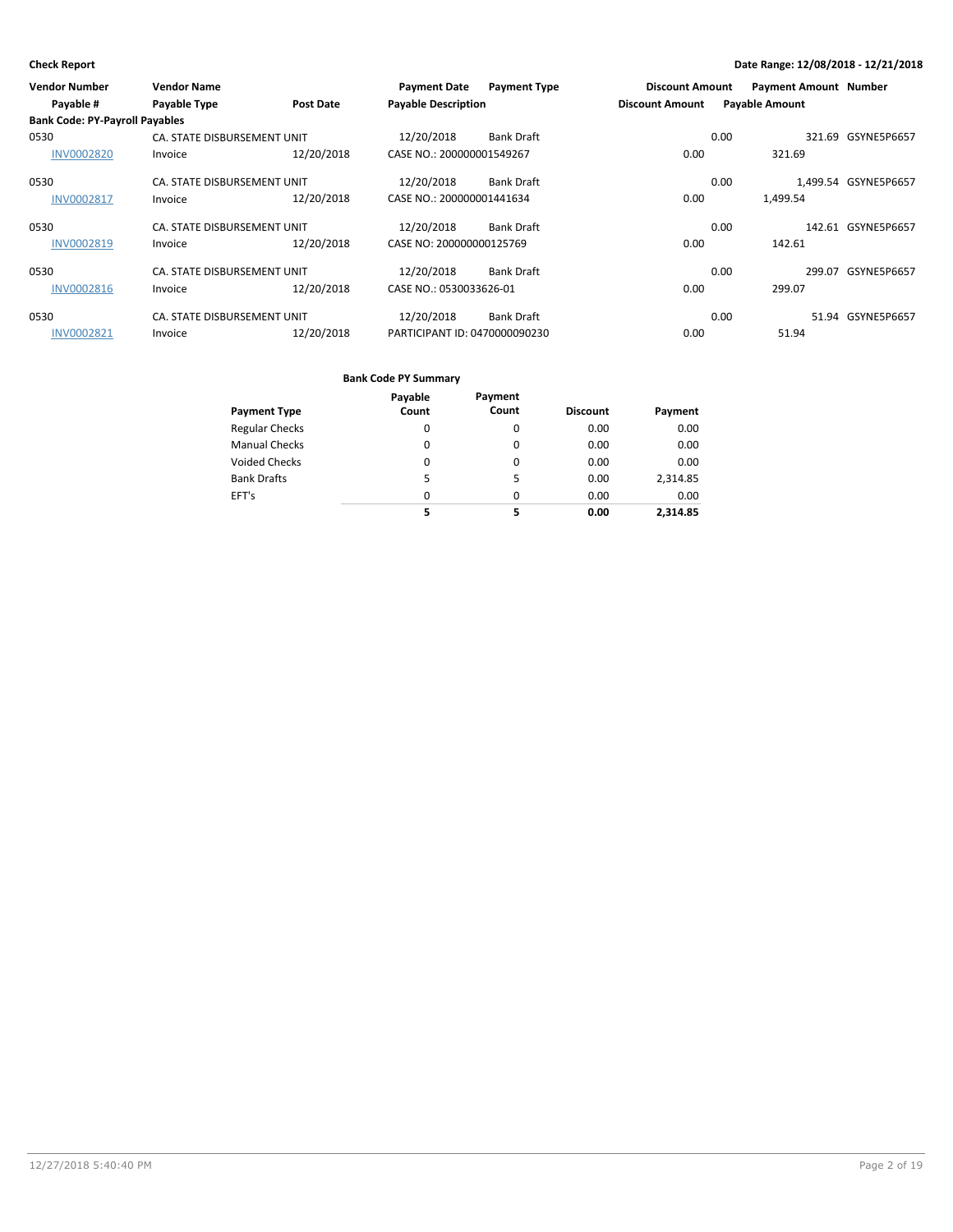**Check Report** — Date Range: 12/08/2018 - 12/21/2018

| Vendor Number | Vendor Name | | Payment Date | Payment Type | Discount Amount | Payment Amount | Number |
|---|---|---|---|---|---|---|---|
| Payable # | Payable Type | Post Date | Payable Description | | Discount Amount | Payable Amount | |
| **Bank Code: PY-Payroll Payables** | | | | | | | |
| 0530 | CA. STATE DISBURSEMENT UNIT | | 12/20/2018 | Bank Draft | 0.00 | 321.69 | GSYNE5P6657 |
| INV0002820 | Invoice | 12/20/2018 | CASE NO.: 200000001549267 | | 0.00 | 321.69 | |
| 0530 | CA. STATE DISBURSEMENT UNIT | | 12/20/2018 | Bank Draft | 0.00 | 1,499.54 | GSYNE5P6657 |
| INV0002817 | Invoice | 12/20/2018 | CASE NO.: 200000001441634 | | 0.00 | 1,499.54 | |
| 0530 | CA. STATE DISBURSEMENT UNIT | | 12/20/2018 | Bank Draft | 0.00 | 142.61 | GSYNE5P6657 |
| INV0002819 | Invoice | 12/20/2018 | CASE NO: 200000000125769 | | 0.00 | 142.61 | |
| 0530 | CA. STATE DISBURSEMENT UNIT | | 12/20/2018 | Bank Draft | 0.00 | 299.07 | GSYNE5P6657 |
| INV0002816 | Invoice | 12/20/2018 | CASE NO.: 0530033626-01 | | 0.00 | 299.07 | |
| 0530 | CA. STATE DISBURSEMENT UNIT | | 12/20/2018 | Bank Draft | 0.00 | 51.94 | GSYNE5P6657 |
| INV0002821 | Invoice | 12/20/2018 | PARTICIPANT ID: 0470000090230 | | 0.00 | 51.94 | |

**Bank Code PY Summary**

| Payment Type | Payable Count | Payment Count | Discount | Payment |
|---|---|---|---|---|
| Regular Checks | 0 | 0 | 0.00 | 0.00 |
| Manual Checks | 0 | 0 | 0.00 | 0.00 |
| Voided Checks | 0 | 0 | 0.00 | 0.00 |
| Bank Drafts | 5 | 5 | 0.00 | 2,314.85 |
| EFT's | 0 | 0 | 0.00 | 0.00 |
| | **5** | **5** | **0.00** | **2,314.85** |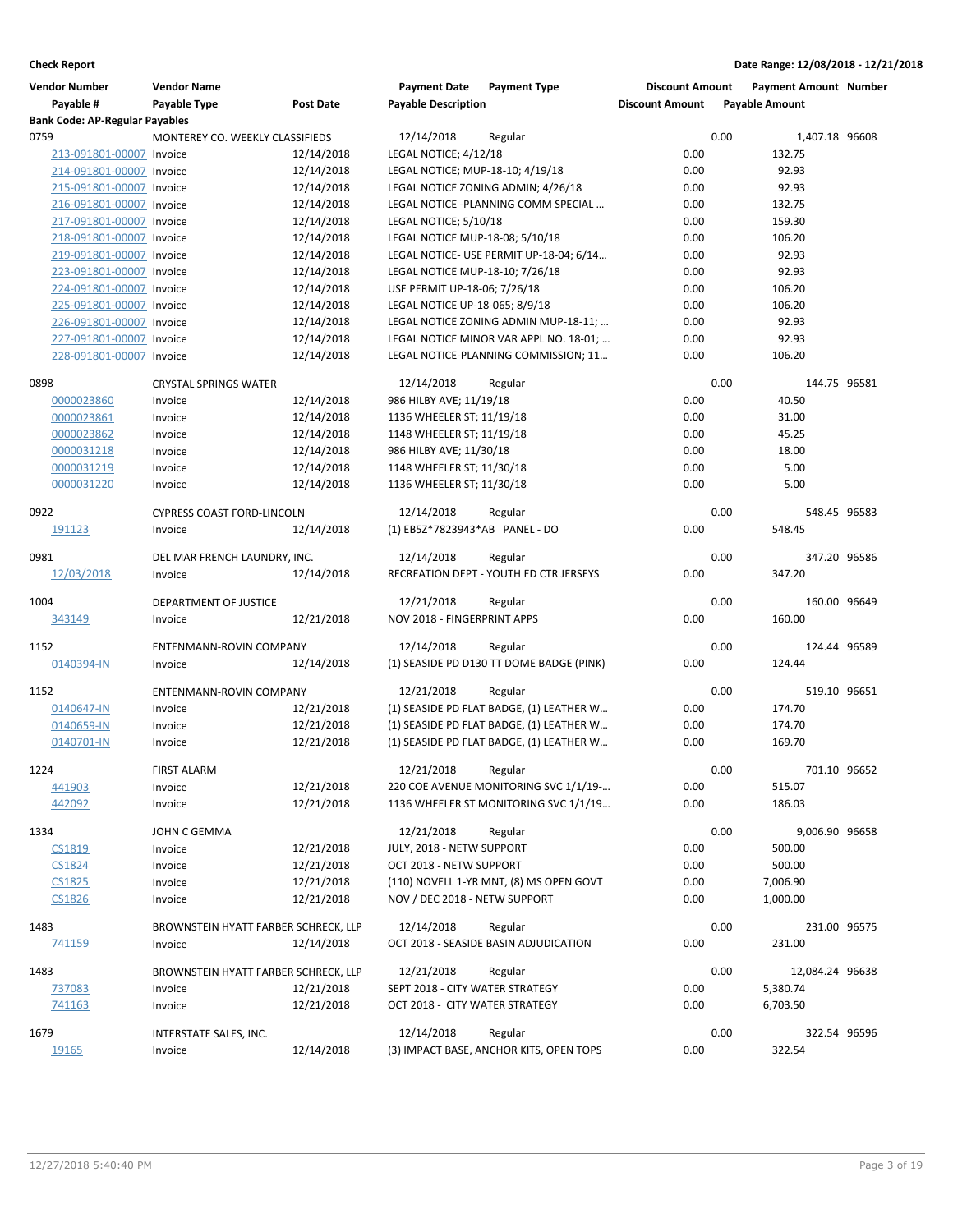**Check Report** | **Date Range: 12/08/2018 - 12/21/2018**

| Vendor Number / Payable # | Vendor Name / Payable Type | Post Date | Payment Date / Payable Description | Payment Type | Discount Amount / Discount Amount | Payment Amount / Payable Amount | Number |
|---|---|---|---|---|---|---|---|
| **Bank Code: AP-Regular Payables** | | | | | | | |
| 0759 | MONTEREY CO. WEEKLY CLASSIFIEDS | | 12/14/2018 | Regular | 0.00 | 1,407.18 | 96608 |
| 213-091801-00007 | Invoice | 12/14/2018 | LEGAL NOTICE; 4/12/18 | | 0.00 | 132.75 | |
| 214-091801-00007 | Invoice | 12/14/2018 | LEGAL NOTICE; MUP-18-10; 4/19/18 | | 0.00 | 92.93 | |
| 215-091801-00007 | Invoice | 12/14/2018 | LEGAL NOTICE ZONING ADMIN; 4/26/18 | | 0.00 | 92.93 | |
| 216-091801-00007 | Invoice | 12/14/2018 | LEGAL NOTICE -PLANNING COMM SPECIAL ... | | 0.00 | 132.75 | |
| 217-091801-00007 | Invoice | 12/14/2018 | LEGAL NOTICE; 5/10/18 | | 0.00 | 159.30 | |
| 218-091801-00007 | Invoice | 12/14/2018 | LEGAL NOTICE MUP-18-08; 5/10/18 | | 0.00 | 106.20 | |
| 219-091801-00007 | Invoice | 12/14/2018 | LEGAL NOTICE- USE PERMIT UP-18-04; 6/14... | | 0.00 | 92.93 | |
| 223-091801-00007 | Invoice | 12/14/2018 | LEGAL NOTICE MUP-18-10; 7/26/18 | | 0.00 | 92.93 | |
| 224-091801-00007 | Invoice | 12/14/2018 | USE PERMIT UP-18-06; 7/26/18 | | 0.00 | 106.20 | |
| 225-091801-00007 | Invoice | 12/14/2018 | LEGAL NOTICE UP-18-065; 8/9/18 | | 0.00 | 106.20 | |
| 226-091801-00007 | Invoice | 12/14/2018 | LEGAL NOTICE ZONING ADMIN MUP-18-11; ... | | 0.00 | 92.93 | |
| 227-091801-00007 | Invoice | 12/14/2018 | LEGAL NOTICE MINOR VAR APPL NO. 18-01; ... | | 0.00 | 92.93 | |
| 228-091801-00007 | Invoice | 12/14/2018 | LEGAL NOTICE-PLANNING COMMISSION; 11... | | 0.00 | 106.20 | |
| 0898 | CRYSTAL SPRINGS WATER | | 12/14/2018 | Regular | 0.00 | 144.75 | 96581 |
| 0000023860 | Invoice | 12/14/2018 | 986 HILBY AVE; 11/19/18 | | 0.00 | 40.50 | |
| 0000023861 | Invoice | 12/14/2018 | 1136 WHEELER ST; 11/19/18 | | 0.00 | 31.00 | |
| 0000023862 | Invoice | 12/14/2018 | 1148 WHEELER ST; 11/19/18 | | 0.00 | 45.25 | |
| 0000031218 | Invoice | 12/14/2018 | 986 HILBY AVE; 11/30/18 | | 0.00 | 18.00 | |
| 0000031219 | Invoice | 12/14/2018 | 1148 WHEELER ST; 11/30/18 | | 0.00 | 5.00 | |
| 0000031220 | Invoice | 12/14/2018 | 1136 WHEELER ST; 11/30/18 | | 0.00 | 5.00 | |
| 0922 | CYPRESS COAST FORD-LINCOLN | | 12/14/2018 | Regular | 0.00 | 548.45 | 96583 |
| 191123 | Invoice | 12/14/2018 | (1) EB5Z*7823943*AB PANEL - DO | | 0.00 | 548.45 | |
| 0981 | DEL MAR FRENCH LAUNDRY, INC. | | 12/14/2018 | Regular | 0.00 | 347.20 | 96586 |
| 12/03/2018 | Invoice | 12/14/2018 | RECREATION DEPT - YOUTH ED CTR JERSEYS | | 0.00 | 347.20 | |
| 1004 | DEPARTMENT OF JUSTICE | | 12/21/2018 | Regular | 0.00 | 160.00 | 96649 |
| 343149 | Invoice | 12/21/2018 | NOV 2018 - FINGERPRINT APPS | | 0.00 | 160.00 | |
| 1152 | ENTENMANN-ROVIN COMPANY | | 12/14/2018 | Regular | 0.00 | 124.44 | 96589 |
| 0140394-IN | Invoice | 12/14/2018 | (1) SEASIDE PD D130 TT DOME BADGE (PINK) | | 0.00 | 124.44 | |
| 1152 | ENTENMANN-ROVIN COMPANY | | 12/21/2018 | Regular | 0.00 | 519.10 | 96651 |
| 0140647-IN | Invoice | 12/21/2018 | (1) SEASIDE PD FLAT BADGE, (1) LEATHER W... | | 0.00 | 174.70 | |
| 0140659-IN | Invoice | 12/21/2018 | (1) SEASIDE PD FLAT BADGE, (1) LEATHER W... | | 0.00 | 174.70 | |
| 0140701-IN | Invoice | 12/21/2018 | (1) SEASIDE PD FLAT BADGE, (1) LEATHER W... | | 0.00 | 169.70 | |
| 1224 | FIRST ALARM | | 12/21/2018 | Regular | 0.00 | 701.10 | 96652 |
| 441903 | Invoice | 12/21/2018 | 220 COE AVENUE MONITORING SVC 1/1/19-... | | 0.00 | 515.07 | |
| 442092 | Invoice | 12/21/2018 | 1136 WHEELER ST MONITORING SVC 1/1/19... | | 0.00 | 186.03 | |
| 1334 | JOHN C GEMMA | | 12/21/2018 | Regular | 0.00 | 9,006.90 | 96658 |
| CS1819 | Invoice | 12/21/2018 | JULY, 2018 - NETW SUPPORT | | 0.00 | 500.00 | |
| CS1824 | Invoice | 12/21/2018 | OCT 2018 - NETW SUPPORT | | 0.00 | 500.00 | |
| CS1825 | Invoice | 12/21/2018 | (110) NOVELL 1-YR MNT, (8) MS OPEN GOVT | | 0.00 | 7,006.90 | |
| CS1826 | Invoice | 12/21/2018 | NOV / DEC 2018 - NETW SUPPORT | | 0.00 | 1,000.00 | |
| 1483 | BROWNSTEIN HYATT FARBER SCHRECK, LLP | | 12/14/2018 | Regular | 0.00 | 231.00 | 96575 |
| 741159 | Invoice | 12/14/2018 | OCT 2018 - SEASIDE BASIN ADJUDICATION | | 0.00 | 231.00 | |
| 1483 | BROWNSTEIN HYATT FARBER SCHRECK, LLP | | 12/21/2018 | Regular | 0.00 | 12,084.24 | 96638 |
| 737083 | Invoice | 12/21/2018 | SEPT 2018 - CITY WATER STRATEGY | | 0.00 | 5,380.74 | |
| 741163 | Invoice | 12/21/2018 | OCT 2018 - CITY WATER STRATEGY | | 0.00 | 6,703.50 | |
| 1679 | INTERSTATE SALES, INC. | | 12/14/2018 | Regular | 0.00 | 322.54 | 96596 |
| 19165 | Invoice | 12/14/2018 | (3) IMPACT BASE, ANCHOR KITS, OPEN TOPS | | 0.00 | 322.54 | |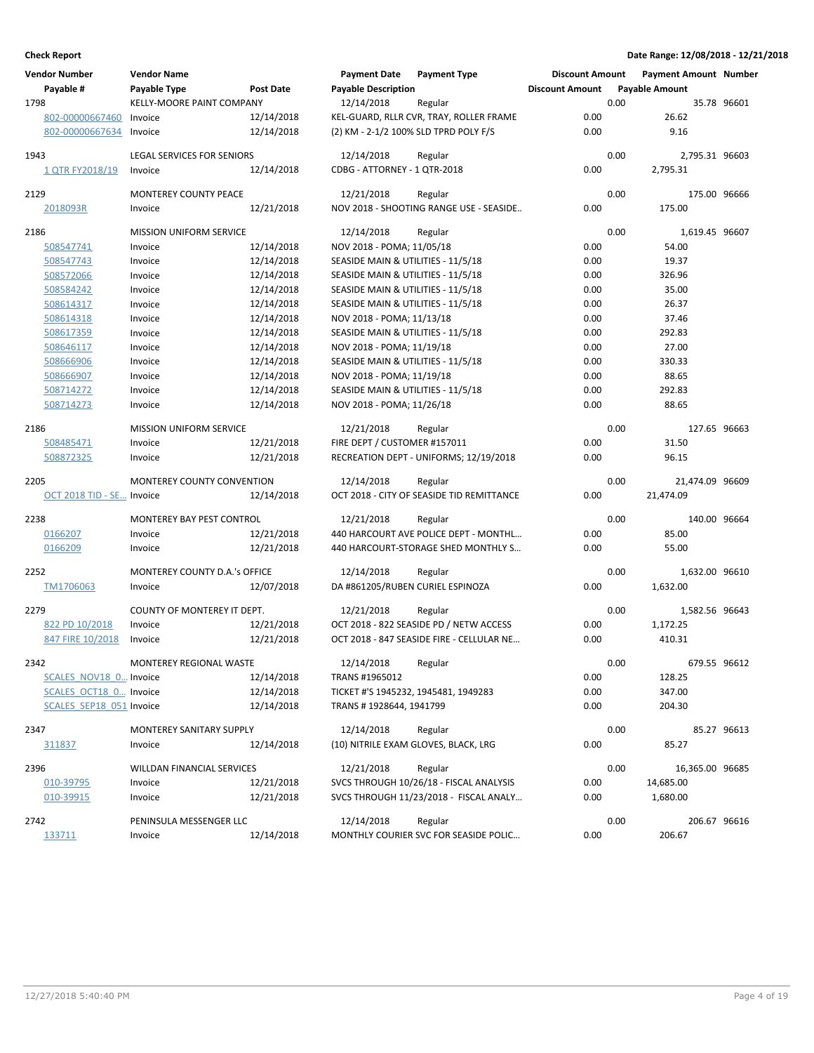**Check Report**

**Date Range: 12/08/2018 - 12/21/2018**

| Vendor Number | Vendor Name | | Payment Date | Payment Type | Discount Amount | Payment Amount | Number |
|---|---|---|---|---|---|---|---|
| Payable # | Payable Type | Post Date | Payable Description | | Discount Amount | Payable Amount | |
| 1798 | KELLY-MOORE PAINT COMPANY | | 12/14/2018 | Regular | 0.00 | 35.78 | 96601 |
| 802-00000667460 | Invoice | 12/14/2018 | KEL-GUARD, RLLR CVR, TRAY, ROLLER FRAME | | 0.00 | 26.62 | |
| 802-00000667634 | Invoice | 12/14/2018 | (2) KM - 2-1/2 100% SLD TPRD POLY F/S | | 0.00 | 9.16 | |
| 1943 | LEGAL SERVICES FOR SENIORS | | 12/14/2018 | Regular | 0.00 | 2,795.31 | 96603 |
| 1 QTR FY2018/19 | Invoice | 12/14/2018 | CDBG - ATTORNEY - 1 QTR-2018 | | 0.00 | 2,795.31 | |
| 2129 | MONTEREY COUNTY PEACE | | 12/21/2018 | Regular | 0.00 | 175.00 | 96666 |
| 2018093R | Invoice | 12/21/2018 | NOV 2018 - SHOOTING RANGE USE - SEASIDE.. | | 0.00 | 175.00 | |
| 2186 | MISSION UNIFORM SERVICE | | 12/14/2018 | Regular | 0.00 | 1,619.45 | 96607 |
| 508547741 | Invoice | 12/14/2018 | NOV 2018 - POMA; 11/05/18 | | 0.00 | 54.00 | |
| 508547743 | Invoice | 12/14/2018 | SEASIDE MAIN & UTILITIES - 11/5/18 | | 0.00 | 19.37 | |
| 508572066 | Invoice | 12/14/2018 | SEASIDE MAIN & UTILITIES - 11/5/18 | | 0.00 | 326.96 | |
| 508584242 | Invoice | 12/14/2018 | SEASIDE MAIN & UTILITIES - 11/5/18 | | 0.00 | 35.00 | |
| 508614317 | Invoice | 12/14/2018 | SEASIDE MAIN & UTILITIES - 11/5/18 | | 0.00 | 26.37 | |
| 508614318 | Invoice | 12/14/2018 | NOV 2018 - POMA; 11/13/18 | | 0.00 | 37.46 | |
| 508617359 | Invoice | 12/14/2018 | SEASIDE MAIN & UTILITIES - 11/5/18 | | 0.00 | 292.83 | |
| 508646117 | Invoice | 12/14/2018 | NOV 2018 - POMA; 11/19/18 | | 0.00 | 27.00 | |
| 508666906 | Invoice | 12/14/2018 | SEASIDE MAIN & UTILITIES - 11/5/18 | | 0.00 | 330.33 | |
| 508666907 | Invoice | 12/14/2018 | NOV 2018 - POMA; 11/19/18 | | 0.00 | 88.65 | |
| 508714272 | Invoice | 12/14/2018 | SEASIDE MAIN & UTILITIES - 11/5/18 | | 0.00 | 292.83 | |
| 508714273 | Invoice | 12/14/2018 | NOV 2018 - POMA; 11/26/18 | | 0.00 | 88.65 | |
| 2186 | MISSION UNIFORM SERVICE | | 12/21/2018 | Regular | 0.00 | 127.65 | 96663 |
| 508485471 | Invoice | 12/21/2018 | FIRE DEPT / CUSTOMER #157011 | | 0.00 | 31.50 | |
| 508872325 | Invoice | 12/21/2018 | RECREATION DEPT - UNIFORMS; 12/19/2018 | | 0.00 | 96.15 | |
| 2205 | MONTEREY COUNTY CONVENTION | | 12/14/2018 | Regular | 0.00 | 21,474.09 | 96609 |
| OCT 2018 TID - SE... | Invoice | 12/14/2018 | OCT 2018 - CITY OF SEASIDE TID REMITTANCE | | 0.00 | 21,474.09 | |
| 2238 | MONTEREY BAY PEST CONTROL | | 12/21/2018 | Regular | 0.00 | 140.00 | 96664 |
| 0166207 | Invoice | 12/21/2018 | 440 HARCOURT AVE POLICE DEPT - MONTHL... | | 0.00 | 85.00 | |
| 0166209 | Invoice | 12/21/2018 | 440 HARCOURT-STORAGE SHED MONTHLY S... | | 0.00 | 55.00 | |
| 2252 | MONTEREY COUNTY D.A.'s OFFICE | | 12/14/2018 | Regular | 0.00 | 1,632.00 | 96610 |
| TM1706063 | Invoice | 12/07/2018 | DA #861205/RUBEN CURIEL ESPINOZA | | 0.00 | 1,632.00 | |
| 2279 | COUNTY OF MONTEREY IT DEPT. | | 12/21/2018 | Regular | 0.00 | 1,582.56 | 96643 |
| 822 PD 10/2018 | Invoice | 12/21/2018 | OCT 2018 - 822 SEASIDE PD / NETW ACCESS | | 0.00 | 1,172.25 | |
| 847 FIRE 10/2018 | Invoice | 12/21/2018 | OCT 2018 - 847 SEASIDE FIRE - CELLULAR NE... | | 0.00 | 410.31 | |
| 2342 | MONTEREY REGIONAL WASTE | | 12/14/2018 | Regular | 0.00 | 679.55 | 96612 |
| SCALES_NOV18_0... | Invoice | 12/14/2018 | TRANS #1965012 | | 0.00 | 128.25 | |
| SCALES_OCT18_0... | Invoice | 12/14/2018 | TICKET #'S 1945232, 1945481, 1949283 | | 0.00 | 347.00 | |
| SCALES_SEP18_051 | Invoice | 12/14/2018 | TRANS # 1928644, 1941799 | | 0.00 | 204.30 | |
| 2347 | MONTEREY SANITARY SUPPLY | | 12/14/2018 | Regular | 0.00 | 85.27 | 96613 |
| 311837 | Invoice | 12/14/2018 | (10) NITRILE EXAM GLOVES, BLACK, LRG | | 0.00 | 85.27 | |
| 2396 | WILLDAN FINANCIAL SERVICES | | 12/21/2018 | Regular | 0.00 | 16,365.00 | 96685 |
| 010-39795 | Invoice | 12/21/2018 | SVCS THROUGH 10/26/18 - FISCAL ANALYSIS | | 0.00 | 14,685.00 | |
| 010-39915 | Invoice | 12/21/2018 | SVCS THROUGH 11/23/2018 - FISCAL ANALY... | | 0.00 | 1,680.00 | |
| 2742 | PENINSULA MESSENGER LLC | | 12/14/2018 | Regular | 0.00 | 206.67 | 96616 |
| 133711 | Invoice | 12/14/2018 | MONTHLY COURIER SVC FOR SEASIDE POLIC... | | 0.00 | 206.67 | |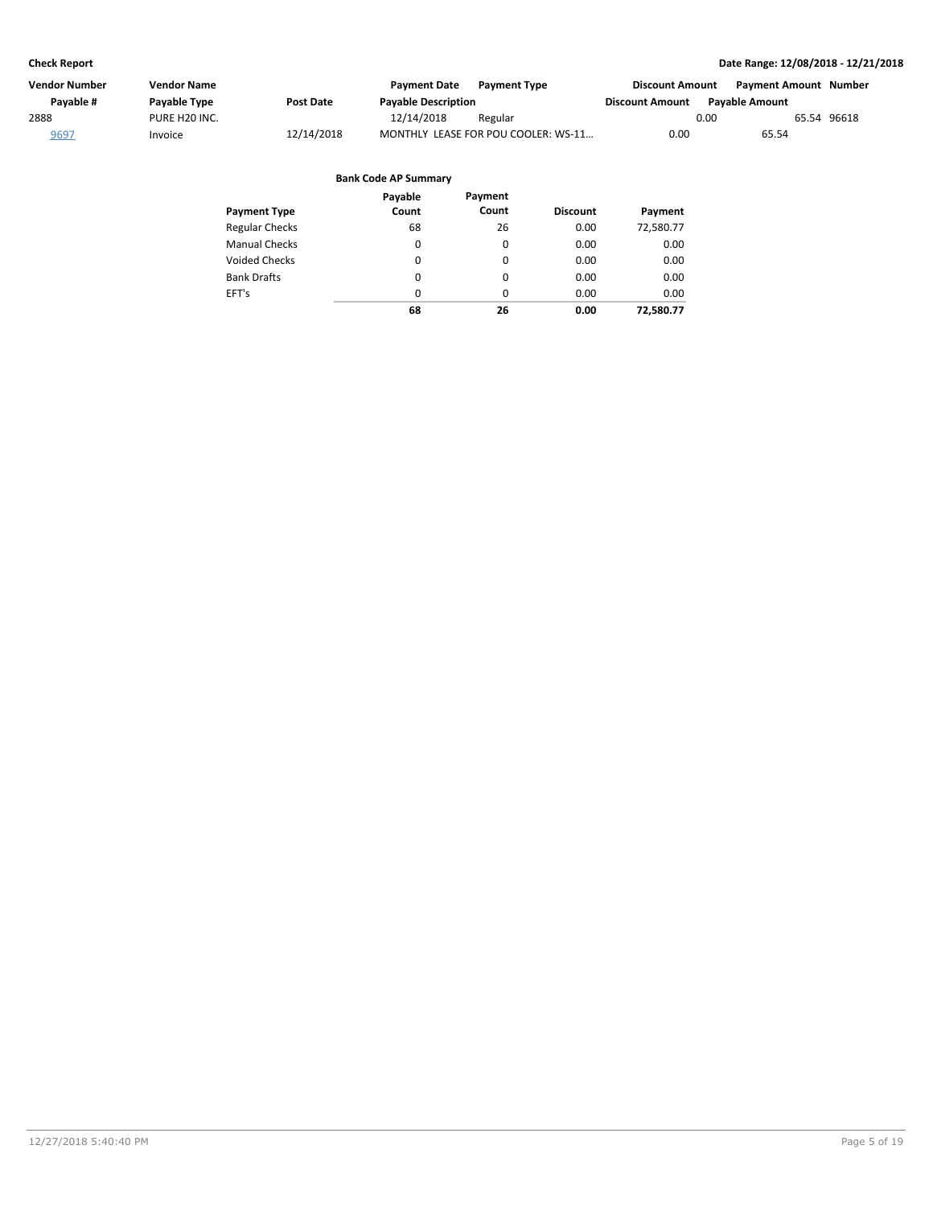**Check Report**

**Date Range: 12/08/2018 - 12/21/2018**

| Vendor Number | Vendor Name | | Payment Date | Payment Type | Discount Amount | Payment Amount | Number |
|---|---|---|---|---|---|---|---|
| Payable # | Payable Type | Post Date | Payable Description | | Discount Amount | Payable Amount | |
| 2888 | PURE H20 INC. | | 12/14/2018 | Regular | 0.00 | 65.54 | 96618 |
| 9697 | Invoice | 12/14/2018 | MONTHLY LEASE FOR POU COOLER: WS-11… | | 0.00 | 65.54 | |

**Bank Code AP Summary**

| Payment Type | Payable Count | Payment Count | Discount | Payment |
|---|---|---|---|---|
| Regular Checks | 68 | 26 | 0.00 | 72,580.77 |
| Manual Checks | 0 | 0 | 0.00 | 0.00 |
| Voided Checks | 0 | 0 | 0.00 | 0.00 |
| Bank Drafts | 0 | 0 | 0.00 | 0.00 |
| EFT's | 0 | 0 | 0.00 | 0.00 |
| | **68** | **26** | **0.00** | **72,580.77** |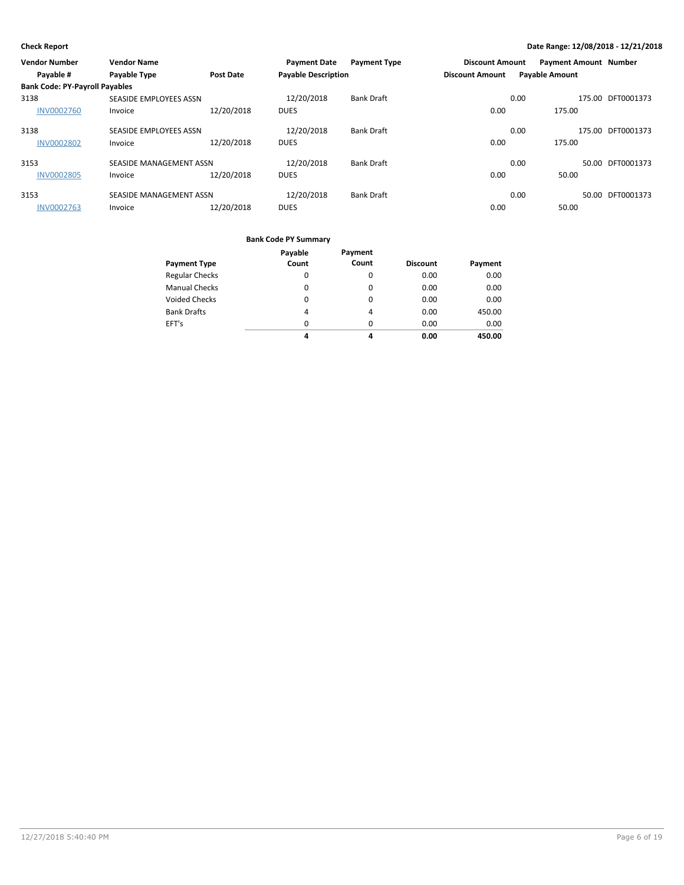**Check Report**

**Date Range: 12/08/2018 - 12/21/2018**

| Vendor Number | Vendor Name | | Payment Date | Payment Type | Discount Amount | Payment Amount | Number |
|---|---|---|---|---|---|---|---|
| Payable # | Payable Type | Post Date | Payable Description | | Discount Amount | Payable Amount | |
| **Bank Code: PY-Payroll Payables** | | | | | | | |
| 3138 | SEASIDE EMPLOYEES ASSN | | 12/20/2018 | Bank Draft | 0.00 | 175.00 | DFT0001373 |
| INV0002760 | Invoice | 12/20/2018 | DUES | | 0.00 | 175.00 | |
| 3138 | SEASIDE EMPLOYEES ASSN | | 12/20/2018 | Bank Draft | 0.00 | 175.00 | DFT0001373 |
| INV0002802 | Invoice | 12/20/2018 | DUES | | 0.00 | 175.00 | |
| 3153 | SEASIDE MANAGEMENT ASSN | | 12/20/2018 | Bank Draft | 0.00 | 50.00 | DFT0001373 |
| INV0002805 | Invoice | 12/20/2018 | DUES | | 0.00 | 50.00 | |
| 3153 | SEASIDE MANAGEMENT ASSN | | 12/20/2018 | Bank Draft | 0.00 | 50.00 | DFT0001373 |
| INV0002763 | Invoice | 12/20/2018 | DUES | | 0.00 | 50.00 | |

**Bank Code PY Summary**

| Payment Type | Payable Count | Payment Count | Discount | Payment |
|---|---|---|---|---|
| Regular Checks | 0 | 0 | 0.00 | 0.00 |
| Manual Checks | 0 | 0 | 0.00 | 0.00 |
| Voided Checks | 0 | 0 | 0.00 | 0.00 |
| Bank Drafts | 4 | 4 | 0.00 | 450.00 |
| EFT's | 0 | 0 | 0.00 | 0.00 |
| | **4** | **4** | **0.00** | **450.00** |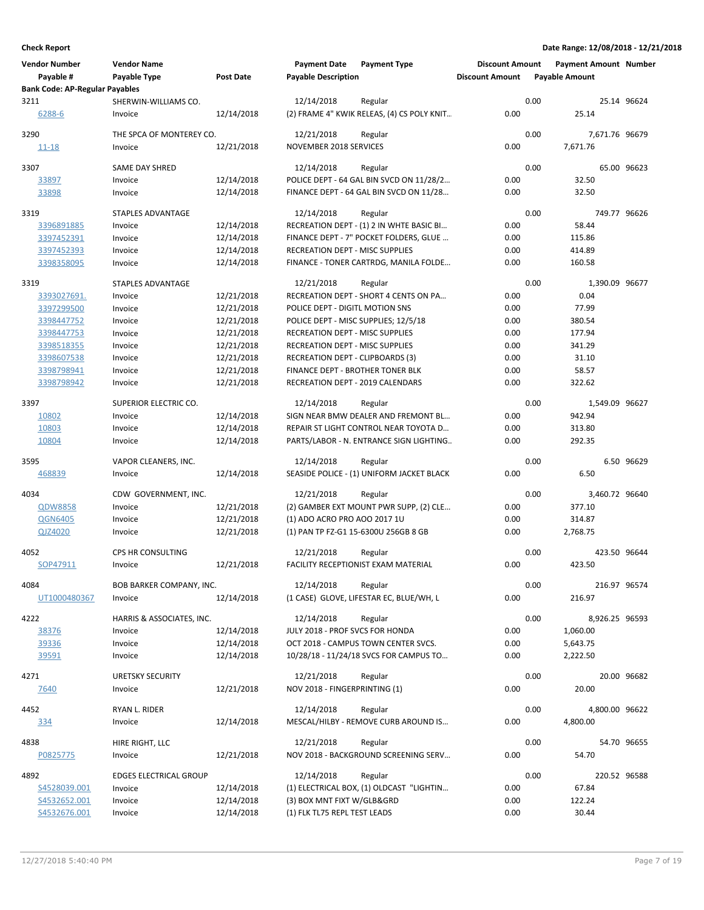**Check Report** — Date Range: 12/08/2018 - 12/21/2018

| Vendor Number / Payable # | Vendor Name / Payable Type | Post Date | Payment Date / Payable Description | Payment Type | Discount Amount | Payment Amount / Payable Amount | Number |
|---|---|---|---|---|---|---|---|
| **Bank Code: AP-Regular Payables** | | | | | | | |
| 3211 | SHERWIN-WILLIAMS CO. | | 12/14/2018 | Regular | 0.00 | 25.14 | 96624 |
| 6288-6 | Invoice | 12/14/2018 | (2) FRAME 4" KWIK RELEAS, (4) CS POLY KNIT... | | 0.00 | 25.14 | |
| 3290 | THE SPCA OF MONTEREY CO. | | 12/21/2018 | Regular | 0.00 | 7,671.76 | 96679 |
| 11-18 | Invoice | 12/21/2018 | NOVEMBER 2018 SERVICES | | 0.00 | 7,671.76 | |
| 3307 | SAME DAY SHRED | | 12/14/2018 | Regular | 0.00 | 65.00 | 96623 |
| 33897 | Invoice | 12/14/2018 | POLICE DEPT - 64 GAL BIN SVCD ON 11/28/2... | | 0.00 | 32.50 | |
| 33898 | Invoice | 12/14/2018 | FINANCE DEPT - 64 GAL BIN SVCD ON 11/28... | | 0.00 | 32.50 | |
| 3319 | STAPLES ADVANTAGE | | 12/14/2018 | Regular | 0.00 | 749.77 | 96626 |
| 3396891885 | Invoice | 12/14/2018 | RECREATION DEPT - (1) 2 IN WHTE BASIC BI... | | 0.00 | 58.44 | |
| 3397452391 | Invoice | 12/14/2018 | FINANCE DEPT - 7" POCKET FOLDERS, GLUE ... | | 0.00 | 115.86 | |
| 3397452393 | Invoice | 12/14/2018 | RECREATION DEPT - MISC SUPPLIES | | 0.00 | 414.89 | |
| 3398358095 | Invoice | 12/14/2018 | FINANCE - TONER CARTRDG, MANILA FOLDE... | | 0.00 | 160.58 | |
| 3319 | STAPLES ADVANTAGE | | 12/21/2018 | Regular | 0.00 | 1,390.09 | 96677 |
| 3393027691. | Invoice | 12/21/2018 | RECREATION DEPT - SHORT 4 CENTS ON PA... | | 0.00 | 0.04 | |
| 3397299500 | Invoice | 12/21/2018 | POLICE DEPT - DIGITL MOTION SNS | | 0.00 | 77.99 | |
| 3398447752 | Invoice | 12/21/2018 | POLICE DEPT - MISC SUPPLIES; 12/5/18 | | 0.00 | 380.54 | |
| 3398447753 | Invoice | 12/21/2018 | RECREATION DEPT - MISC SUPPLIES | | 0.00 | 177.94 | |
| 3398518355 | Invoice | 12/21/2018 | RECREATION DEPT - MISC SUPPLIES | | 0.00 | 341.29 | |
| 3398607538 | Invoice | 12/21/2018 | RECREATION DEPT - CLIPBOARDS (3) | | 0.00 | 31.10 | |
| 3398798941 | Invoice | 12/21/2018 | FINANCE DEPT - BROTHER TONER BLK | | 0.00 | 58.57 | |
| 3398798942 | Invoice | 12/21/2018 | RECREATION DEPT - 2019 CALENDARS | | 0.00 | 322.62 | |
| 3397 | SUPERIOR ELECTRIC CO. | | 12/14/2018 | Regular | 0.00 | 1,549.09 | 96627 |
| 10802 | Invoice | 12/14/2018 | SIGN NEAR BMW DEALER AND FREMONT BL... | | 0.00 | 942.94 | |
| 10803 | Invoice | 12/14/2018 | REPAIR ST LIGHT CONTROL NEAR TOYOTA D... | | 0.00 | 313.80 | |
| 10804 | Invoice | 12/14/2018 | PARTS/LABOR - N. ENTRANCE SIGN LIGHTING.. | | 0.00 | 292.35 | |
| 3595 | VAPOR CLEANERS, INC. | | 12/14/2018 | Regular | 0.00 | 6.50 | 96629 |
| 468839 | Invoice | 12/14/2018 | SEASIDE POLICE - (1) UNIFORM JACKET BLACK | | 0.00 | 6.50 | |
| 4034 | CDW GOVERNMENT, INC. | | 12/21/2018 | Regular | 0.00 | 3,460.72 | 96640 |
| QDW8858 | Invoice | 12/21/2018 | (2) GAMBER EXT MOUNT PWR SUPP, (2) CLE... | | 0.00 | 377.10 | |
| QGN6405 | Invoice | 12/21/2018 | (1) ADO ACRO PRO AOO 2017 1U | | 0.00 | 314.87 | |
| QJZ4020 | Invoice | 12/21/2018 | (1) PAN TP FZ-G1 15-6300U 256GB 8 GB | | 0.00 | 2,768.75 | |
| 4052 | CPS HR CONSULTING | | 12/21/2018 | Regular | 0.00 | 423.50 | 96644 |
| SOP47911 | Invoice | 12/21/2018 | FACILITY RECEPTIONIST EXAM MATERIAL | | 0.00 | 423.50 | |
| 4084 | BOB BARKER COMPANY, INC. | | 12/14/2018 | Regular | 0.00 | 216.97 | 96574 |
| UT1000480367 | Invoice | 12/14/2018 | (1 CASE) GLOVE, LIFESTAR EC, BLUE/WH, L | | 0.00 | 216.97 | |
| 4222 | HARRIS & ASSOCIATES, INC. | | 12/14/2018 | Regular | 0.00 | 8,926.25 | 96593 |
| 38376 | Invoice | 12/14/2018 | JULY 2018 - PROF SVCS FOR HONDA | | 0.00 | 1,060.00 | |
| 39336 | Invoice | 12/14/2018 | OCT 2018 - CAMPUS TOWN CENTER SVCS. | | 0.00 | 5,643.75 | |
| 39591 | Invoice | 12/14/2018 | 10/28/18 - 11/24/18 SVCS FOR CAMPUS TO... | | 0.00 | 2,222.50 | |
| 4271 | URETSKY SECURITY | | 12/21/2018 | Regular | 0.00 | 20.00 | 96682 |
| 7640 | Invoice | 12/21/2018 | NOV 2018 - FINGERPRINTING (1) | | 0.00 | 20.00 | |
| 4452 | RYAN L. RIDER | | 12/14/2018 | Regular | 0.00 | 4,800.00 | 96622 |
| 334 | Invoice | 12/14/2018 | MESCAL/HILBY - REMOVE CURB AROUND IS... | | 0.00 | 4,800.00 | |
| 4838 | HIRE RIGHT, LLC | | 12/21/2018 | Regular | 0.00 | 54.70 | 96655 |
| P0825775 | Invoice | 12/21/2018 | NOV 2018 - BACKGROUND SCREENING SERV... | | 0.00 | 54.70 | |
| 4892 | EDGES ELECTRICAL GROUP | | 12/14/2018 | Regular | 0.00 | 220.52 | 96588 |
| S4528039.001 | Invoice | 12/14/2018 | (1) ELECTRICAL BOX, (1) OLDCAST "LIGHTIN... | | 0.00 | 67.84 | |
| S4532652.001 | Invoice | 12/14/2018 | (3) BOX MNT FIXT W/GLB&GRD | | 0.00 | 122.24 | |
| S4532676.001 | Invoice | 12/14/2018 | (1) FLK TL75 REPL TEST LEADS | | 0.00 | 30.44 | |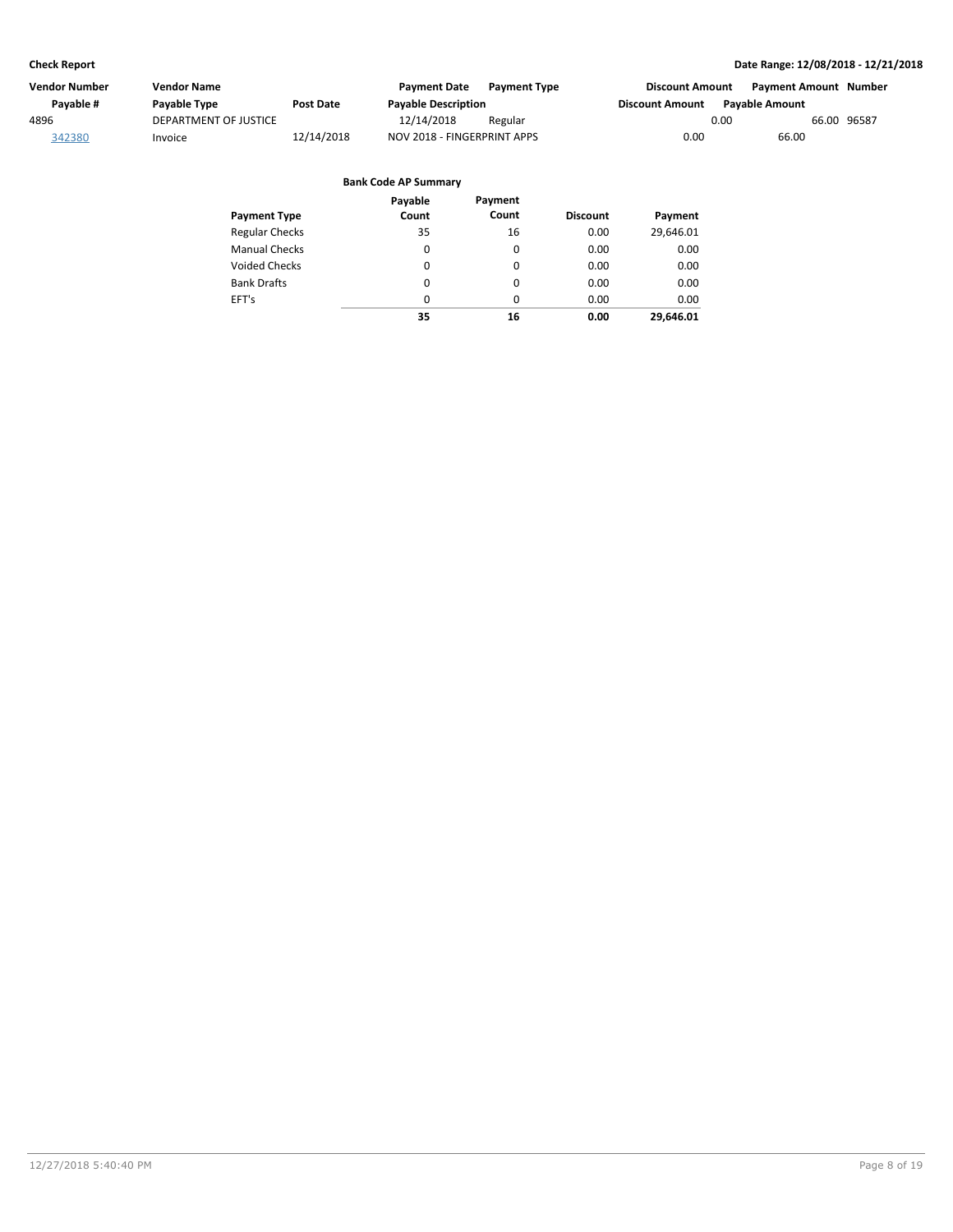**Check Report** — Date Range: 12/08/2018 - 12/21/2018

| Vendor Number | Vendor Name | | Payment Date | Payment Type | Discount Amount | Payment Amount | Number |
|---|---|---|---|---|---|---|---|
| Payable # | Payable Type | Post Date | Payable Description | | Discount Amount | Payable Amount | |
| 4896 | DEPARTMENT OF JUSTICE | | 12/14/2018 | Regular | 0.00 | 66.00 | 96587 |
| 342380 | Invoice | 12/14/2018 | NOV 2018 - FINGERPRINT APPS | | 0.00 | 66.00 | |

**Bank Code AP Summary**

| Payment Type | Payable Count | Payment Count | Discount | Payment |
|---|---|---|---|---|
| Regular Checks | 35 | 16 | 0.00 | 29,646.01 |
| Manual Checks | 0 | 0 | 0.00 | 0.00 |
| Voided Checks | 0 | 0 | 0.00 | 0.00 |
| Bank Drafts | 0 | 0 | 0.00 | 0.00 |
| EFT's | 0 | 0 | 0.00 | 0.00 |
| | **35** | **16** | **0.00** | **29,646.01** |

12/27/2018 5:40:40 PM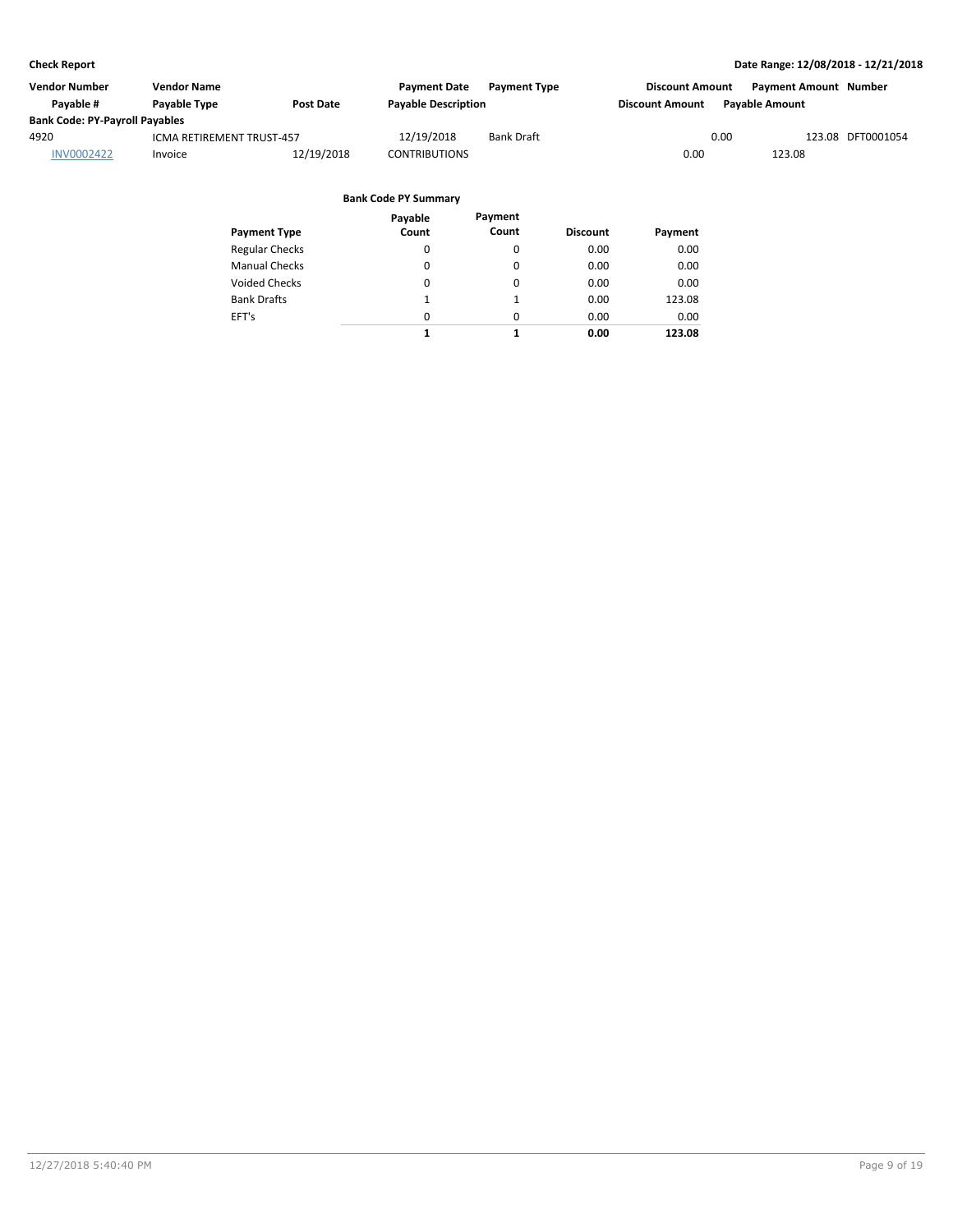| Vendor Number | Vendor Name | | Payment Date | Payment Type | Discount Amount | Payment Amount | Number |
|---|---|---|---|---|---|---|---|
| Payable # | Payable Type | Post Date | Payable Description | | Discount Amount | Payable Amount | |
| **Bank Code: PY-Payroll Payables** | | | | | | | |
| 4920 | ICMA RETIREMENT TRUST-457 | | 12/19/2018 | Bank Draft | 0.00 | 123.08 | DFT0001054 |
| INV0002422 | Invoice | 12/19/2018 | CONTRIBUTIONS | | 0.00 | 123.08 | |

**Bank Code PY Summary**

| Payment Type | Payable Count | Payment Count | Discount | Payment |
|---|---|---|---|---|
| Regular Checks | 0 | 0 | 0.00 | 0.00 |
| Manual Checks | 0 | 0 | 0.00 | 0.00 |
| Voided Checks | 0 | 0 | 0.00 | 0.00 |
| Bank Drafts | 1 | 1 | 0.00 | 123.08 |
| EFT's | 0 | 0 | 0.00 | 0.00 |
| | **1** | **1** | **0.00** | **123.08** |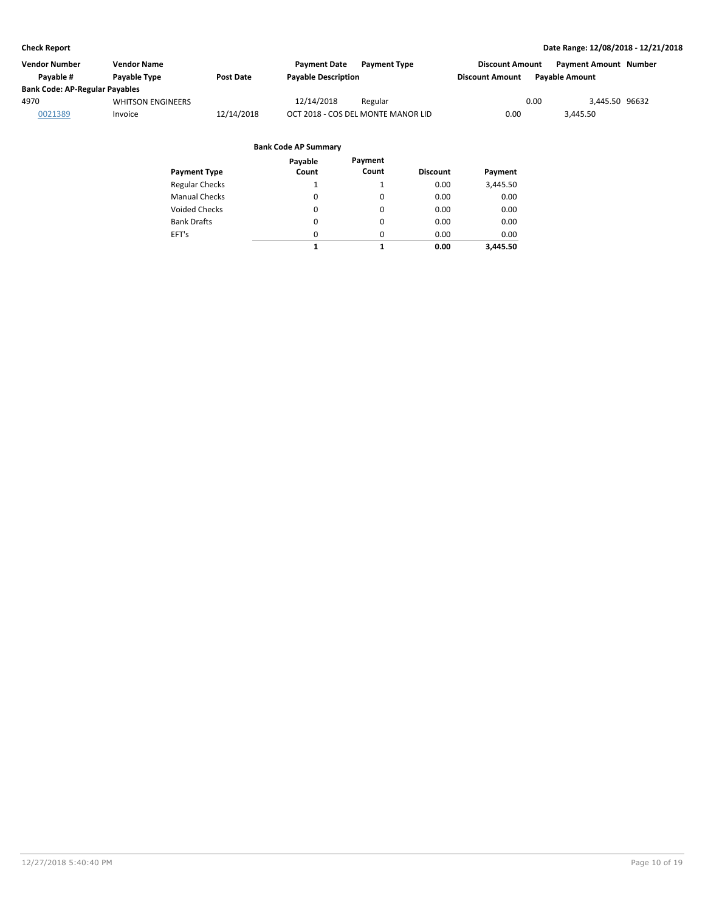**Check Report** — Date Range: 12/08/2018 - 12/21/2018

| Vendor Number | Vendor Name | | Payment Date | Payment Type | Discount Amount | Payment Amount | Number |
|---|---|---|---|---|---|---|---|
| Payable # | Payable Type | Post Date | Payable Description | | Discount Amount | Payable Amount | |
| **Bank Code: AP-Regular Payables** | | | | | | | |
| 4970 | WHITSON ENGINEERS | | 12/14/2018 | Regular | 0.00 | 3,445.50 | 96632 |
| 0021389 | Invoice | 12/14/2018 | OCT 2018 - COS DEL MONTE MANOR LID | | 0.00 | 3,445.50 | |

**Bank Code AP Summary**

| Payment Type | Payable Count | Payment Count | Discount | Payment |
|---|---|---|---|---|
| Regular Checks | 1 | 1 | 0.00 | 3,445.50 |
| Manual Checks | 0 | 0 | 0.00 | 0.00 |
| Voided Checks | 0 | 0 | 0.00 | 0.00 |
| Bank Drafts | 0 | 0 | 0.00 | 0.00 |
| EFT's | 0 | 0 | 0.00 | 0.00 |
| | **1** | **1** | **0.00** | **3,445.50** |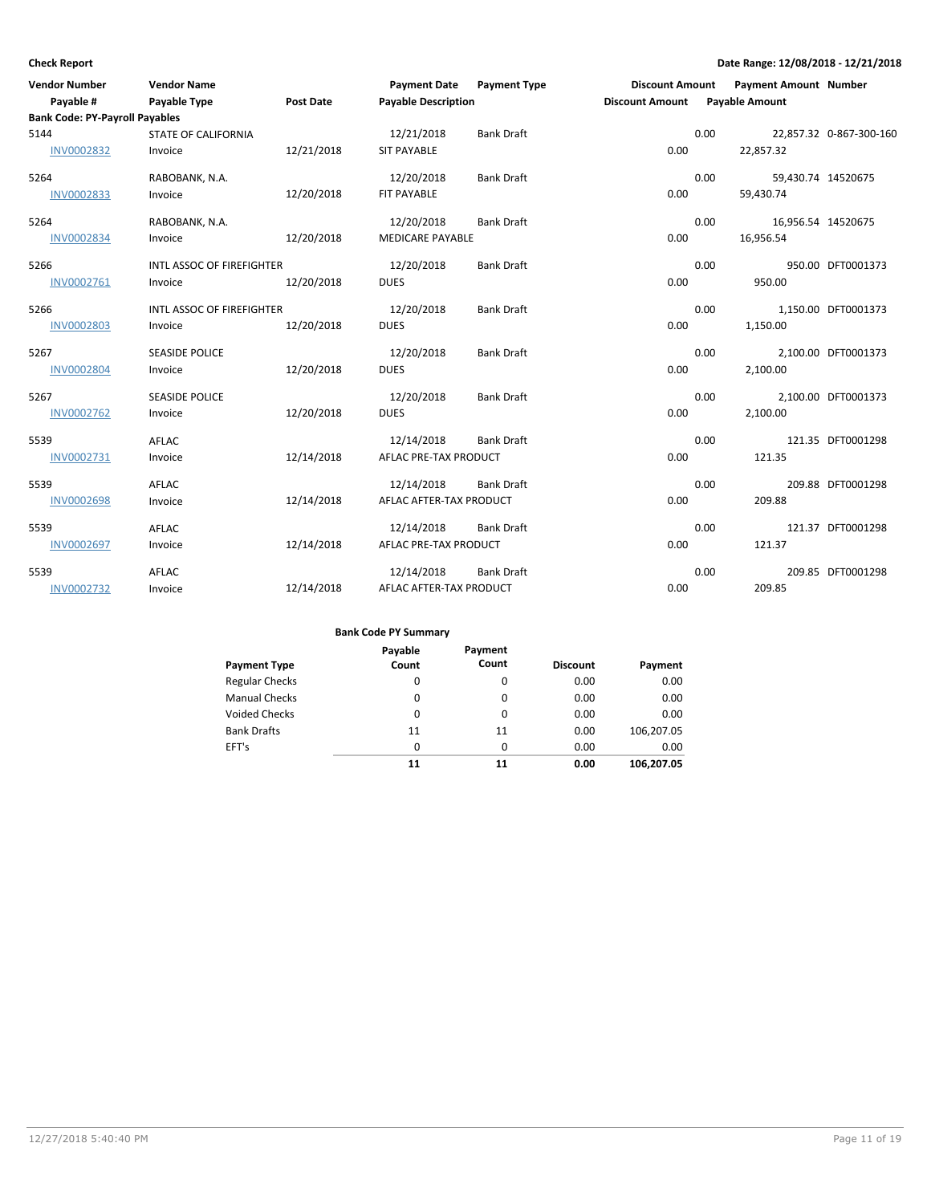**Check Report**

**Date Range: 12/08/2018 - 12/21/2018**

| Vendor Number<br>Payable # | Vendor Name<br>Payable Type | Post Date | Payment Date<br>Payable Description | Payment Type | Discount Amount<br>Discount Amount | Payment Amount<br>Payable Amount | Number |
|---|---|---|---|---|---|---|---|
| **Bank Code: PY-Payroll Payables** | | | | | | | |
| 5144 | STATE OF CALIFORNIA | | 12/21/2018 | Bank Draft | 0.00 | 22,857.32 | 0-867-300-160 |
| INV0002832 | Invoice | 12/21/2018 | SIT PAYABLE | | 0.00 | 22,857.32 | |
| 5264 | RABOBANK, N.A. | | 12/20/2018 | Bank Draft | 0.00 | 59,430.74 | 14520675 |
| INV0002833 | Invoice | 12/20/2018 | FIT PAYABLE | | 0.00 | 59,430.74 | |
| 5264 | RABOBANK, N.A. | | 12/20/2018 | Bank Draft | 0.00 | 16,956.54 | 14520675 |
| INV0002834 | Invoice | 12/20/2018 | MEDICARE PAYABLE | | 0.00 | 16,956.54 | |
| 5266 | INTL ASSOC OF FIREFIGHTER | | 12/20/2018 | Bank Draft | 0.00 | 950.00 | DFT0001373 |
| INV0002761 | Invoice | 12/20/2018 | DUES | | 0.00 | 950.00 | |
| 5266 | INTL ASSOC OF FIREFIGHTER | | 12/20/2018 | Bank Draft | 0.00 | 1,150.00 | DFT0001373 |
| INV0002803 | Invoice | 12/20/2018 | DUES | | 0.00 | 1,150.00 | |
| 5267 | SEASIDE POLICE | | 12/20/2018 | Bank Draft | 0.00 | 2,100.00 | DFT0001373 |
| INV0002804 | Invoice | 12/20/2018 | DUES | | 0.00 | 2,100.00 | |
| 5267 | SEASIDE POLICE | | 12/20/2018 | Bank Draft | 0.00 | 2,100.00 | DFT0001373 |
| INV0002762 | Invoice | 12/20/2018 | DUES | | 0.00 | 2,100.00 | |
| 5539 | AFLAC | | 12/14/2018 | Bank Draft | 0.00 | 121.35 | DFT0001298 |
| INV0002731 | Invoice | 12/14/2018 | AFLAC PRE-TAX PRODUCT | | 0.00 | 121.35 | |
| 5539 | AFLAC | | 12/14/2018 | Bank Draft | 0.00 | 209.88 | DFT0001298 |
| INV0002698 | Invoice | 12/14/2018 | AFLAC AFTER-TAX PRODUCT | | 0.00 | 209.88 | |
| 5539 | AFLAC | | 12/14/2018 | Bank Draft | 0.00 | 121.37 | DFT0001298 |
| INV0002697 | Invoice | 12/14/2018 | AFLAC PRE-TAX PRODUCT | | 0.00 | 121.37 | |
| 5539 | AFLAC | | 12/14/2018 | Bank Draft | 0.00 | 209.85 | DFT0001298 |
| INV0002732 | Invoice | 12/14/2018 | AFLAC AFTER-TAX PRODUCT | | 0.00 | 209.85 | |

**Bank Code PY Summary**

| Payment Type | Payable Count | Payment Count | Discount | Payment |
|---|---|---|---|---|
| Regular Checks | 0 | 0 | 0.00 | 0.00 |
| Manual Checks | 0 | 0 | 0.00 | 0.00 |
| Voided Checks | 0 | 0 | 0.00 | 0.00 |
| Bank Drafts | 11 | 11 | 0.00 | 106,207.05 |
| EFT's | 0 | 0 | 0.00 | 0.00 |
| | **11** | **11** | **0.00** | **106,207.05** |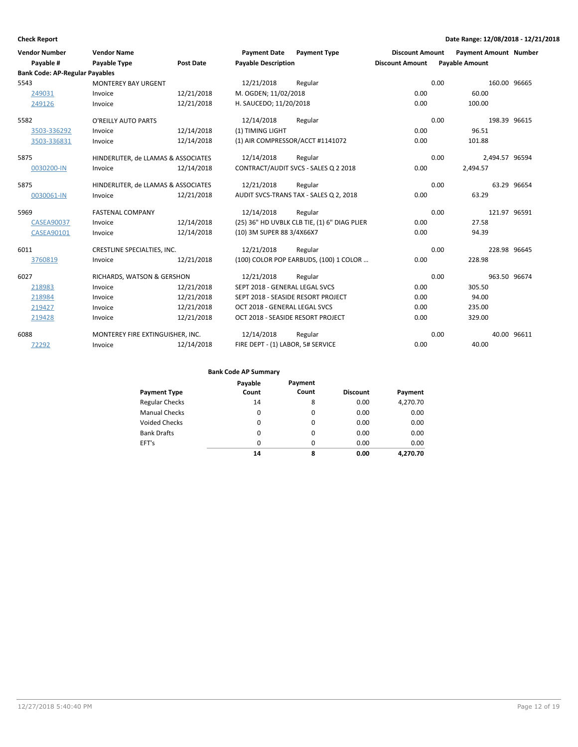**Check Report** **Date Range: 12/08/2018 - 12/21/2018**

| Vendor Number<br>Payable # | Vendor Name<br>Payable Type | Post Date | Payment Date<br>Payable Description | Payment Type | Discount Amount<br>Discount Amount | Payment Amount<br>Payable Amount | Number |
|---|---|---|---|---|---|---|---|
| **Bank Code: AP-Regular Payables** | | | | | | | |
| 5543 | MONTEREY BAY URGENT | | 12/21/2018 | Regular | 0.00 | 160.00 | 96665 |
| 249031 | Invoice | 12/21/2018 | M. OGDEN; 11/02/2018 | | 0.00 | 60.00 | |
| 249126 | Invoice | 12/21/2018 | H. SAUCEDO; 11/20/2018 | | 0.00 | 100.00 | |
| 5582 | O'REILLY AUTO PARTS | | 12/14/2018 | Regular | 0.00 | 198.39 | 96615 |
| 3503-336292 | Invoice | 12/14/2018 | (1) TIMING LIGHT | | 0.00 | 96.51 | |
| 3503-336831 | Invoice | 12/14/2018 | (1) AIR COMPRESSOR/ACCT #1141072 | | 0.00 | 101.88 | |
| 5875 | HINDERLITER, de LLAMAS & ASSOCIATES | | 12/14/2018 | Regular | 0.00 | 2,494.57 | 96594 |
| 0030200-IN | Invoice | 12/14/2018 | CONTRACT/AUDIT SVCS - SALES Q 2 2018 | | 0.00 | 2,494.57 | |
| 5875 | HINDERLITER, de LLAMAS & ASSOCIATES | | 12/21/2018 | Regular | 0.00 | 63.29 | 96654 |
| 0030061-IN | Invoice | 12/21/2018 | AUDIT SVCS-TRANS TAX - SALES Q 2, 2018 | | 0.00 | 63.29 | |
| 5969 | FASTENAL COMPANY | | 12/14/2018 | Regular | 0.00 | 121.97 | 96591 |
| CASEA90037 | Invoice | 12/14/2018 | (25) 36" HD UVBLK CLB TIE, (1) 6" DIAG PLIER | | 0.00 | 27.58 | |
| CASEA90101 | Invoice | 12/14/2018 | (10) 3M SUPER 88 3/4X66X7 | | 0.00 | 94.39 | |
| 6011 | CRESTLINE SPECIALTIES, INC. | | 12/21/2018 | Regular | 0.00 | 228.98 | 96645 |
| 3760819 | Invoice | 12/21/2018 | (100) COLOR POP EARBUDS, (100) 1 COLOR ... | | 0.00 | 228.98 | |
| 6027 | RICHARDS, WATSON & GERSHON | | 12/21/2018 | Regular | 0.00 | 963.50 | 96674 |
| 218983 | Invoice | 12/21/2018 | SEPT 2018 - GENERAL LEGAL SVCS | | 0.00 | 305.50 | |
| 218984 | Invoice | 12/21/2018 | SEPT 2018 - SEASIDE RESORT PROJECT | | 0.00 | 94.00 | |
| 219427 | Invoice | 12/21/2018 | OCT 2018 - GENERAL LEGAL SVCS | | 0.00 | 235.00 | |
| 219428 | Invoice | 12/21/2018 | OCT 2018 - SEASIDE RESORT PROJECT | | 0.00 | 329.00 | |
| 6088 | MONTEREY FIRE EXTINGUISHER, INC. | | 12/14/2018 | Regular | 0.00 | 40.00 | 96611 |
| 72292 | Invoice | 12/14/2018 | FIRE DEPT - (1) LABOR, 5# SERVICE | | 0.00 | 40.00 | |

**Bank Code AP Summary**

| Payment Type | Payable Count | Payment Count | Discount | Payment |
|---|---|---|---|---|
| Regular Checks | 14 | 8 | 0.00 | 4,270.70 |
| Manual Checks | 0 | 0 | 0.00 | 0.00 |
| Voided Checks | 0 | 0 | 0.00 | 0.00 |
| Bank Drafts | 0 | 0 | 0.00 | 0.00 |
| EFT's | 0 | 0 | 0.00 | 0.00 |
| | **14** | **8** | **0.00** | **4,270.70** |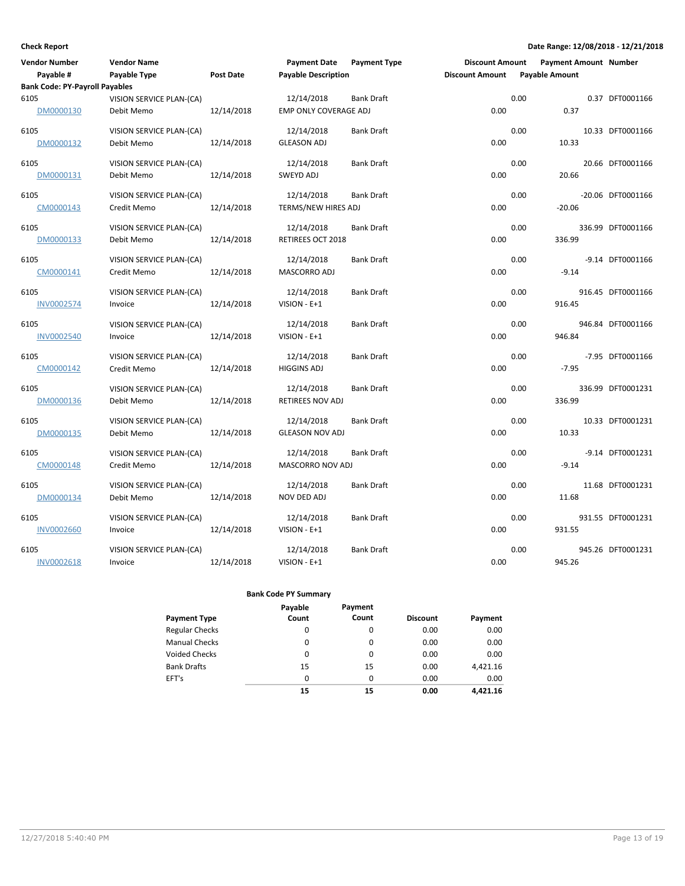**Check Report**

**Date Range: 12/08/2018 - 12/21/2018**

| Vendor Number | Vendor Name | | Payment Date | Payment Type | Discount Amount | Payment Amount | Number |
|---|---|---|---|---|---|---|---|
| Payable # | Payable Type | Post Date | Payable Description | | Discount Amount | Payable Amount | |
| **Bank Code: PY-Payroll Payables** | | | | | | | |
| 6105 | VISION SERVICE PLAN-(CA) | | 12/14/2018 | Bank Draft | 0.00 | 0.37 | DFT0001166 |
| DM0000130 | Debit Memo | 12/14/2018 | EMP ONLY COVERAGE ADJ | | 0.00 | 0.37 | |
| 6105 | VISION SERVICE PLAN-(CA) | | 12/14/2018 | Bank Draft | 0.00 | 10.33 | DFT0001166 |
| DM0000132 | Debit Memo | 12/14/2018 | GLEASON ADJ | | 0.00 | 10.33 | |
| 6105 | VISION SERVICE PLAN-(CA) | | 12/14/2018 | Bank Draft | 0.00 | 20.66 | DFT0001166 |
| DM0000131 | Debit Memo | 12/14/2018 | SWEYD ADJ | | 0.00 | 20.66 | |
| 6105 | VISION SERVICE PLAN-(CA) | | 12/14/2018 | Bank Draft | 0.00 | -20.06 | DFT0001166 |
| CM0000143 | Credit Memo | 12/14/2018 | TERMS/NEW HIRES ADJ | | 0.00 | -20.06 | |
| 6105 | VISION SERVICE PLAN-(CA) | | 12/14/2018 | Bank Draft | 0.00 | 336.99 | DFT0001166 |
| DM0000133 | Debit Memo | 12/14/2018 | RETIREES OCT 2018 | | 0.00 | 336.99 | |
| 6105 | VISION SERVICE PLAN-(CA) | | 12/14/2018 | Bank Draft | 0.00 | -9.14 | DFT0001166 |
| CM0000141 | Credit Memo | 12/14/2018 | MASCORRO ADJ | | 0.00 | -9.14 | |
| 6105 | VISION SERVICE PLAN-(CA) | | 12/14/2018 | Bank Draft | 0.00 | 916.45 | DFT0001166 |
| INV0002574 | Invoice | 12/14/2018 | VISION - E+1 | | 0.00 | 916.45 | |
| 6105 | VISION SERVICE PLAN-(CA) | | 12/14/2018 | Bank Draft | 0.00 | 946.84 | DFT0001166 |
| INV0002540 | Invoice | 12/14/2018 | VISION - E+1 | | 0.00 | 946.84 | |
| 6105 | VISION SERVICE PLAN-(CA) | | 12/14/2018 | Bank Draft | 0.00 | -7.95 | DFT0001166 |
| CM0000142 | Credit Memo | 12/14/2018 | HIGGINS ADJ | | 0.00 | -7.95 | |
| 6105 | VISION SERVICE PLAN-(CA) | | 12/14/2018 | Bank Draft | 0.00 | 336.99 | DFT0001231 |
| DM0000136 | Debit Memo | 12/14/2018 | RETIREES NOV ADJ | | 0.00 | 336.99 | |
| 6105 | VISION SERVICE PLAN-(CA) | | 12/14/2018 | Bank Draft | 0.00 | 10.33 | DFT0001231 |
| DM0000135 | Debit Memo | 12/14/2018 | GLEASON NOV ADJ | | 0.00 | 10.33 | |
| 6105 | VISION SERVICE PLAN-(CA) | | 12/14/2018 | Bank Draft | 0.00 | -9.14 | DFT0001231 |
| CM0000148 | Credit Memo | 12/14/2018 | MASCORRO NOV ADJ | | 0.00 | -9.14 | |
| 6105 | VISION SERVICE PLAN-(CA) | | 12/14/2018 | Bank Draft | 0.00 | 11.68 | DFT0001231 |
| DM0000134 | Debit Memo | 12/14/2018 | NOV DED ADJ | | 0.00 | 11.68 | |
| 6105 | VISION SERVICE PLAN-(CA) | | 12/14/2018 | Bank Draft | 0.00 | 931.55 | DFT0001231 |
| INV0002660 | Invoice | 12/14/2018 | VISION - E+1 | | 0.00 | 931.55 | |
| 6105 | VISION SERVICE PLAN-(CA) | | 12/14/2018 | Bank Draft | 0.00 | 945.26 | DFT0001231 |
| INV0002618 | Invoice | 12/14/2018 | VISION - E+1 | | 0.00 | 945.26 | |

**Bank Code PY Summary**

| Payment Type | Payable Count | Payment Count | Discount | Payment |
|---|---|---|---|---|
| Regular Checks | 0 | 0 | 0.00 | 0.00 |
| Manual Checks | 0 | 0 | 0.00 | 0.00 |
| Voided Checks | 0 | 0 | 0.00 | 0.00 |
| Bank Drafts | 15 | 15 | 0.00 | 4,421.16 |
| EFT's | 0 | 0 | 0.00 | 0.00 |
| | **15** | **15** | **0.00** | **4,421.16** |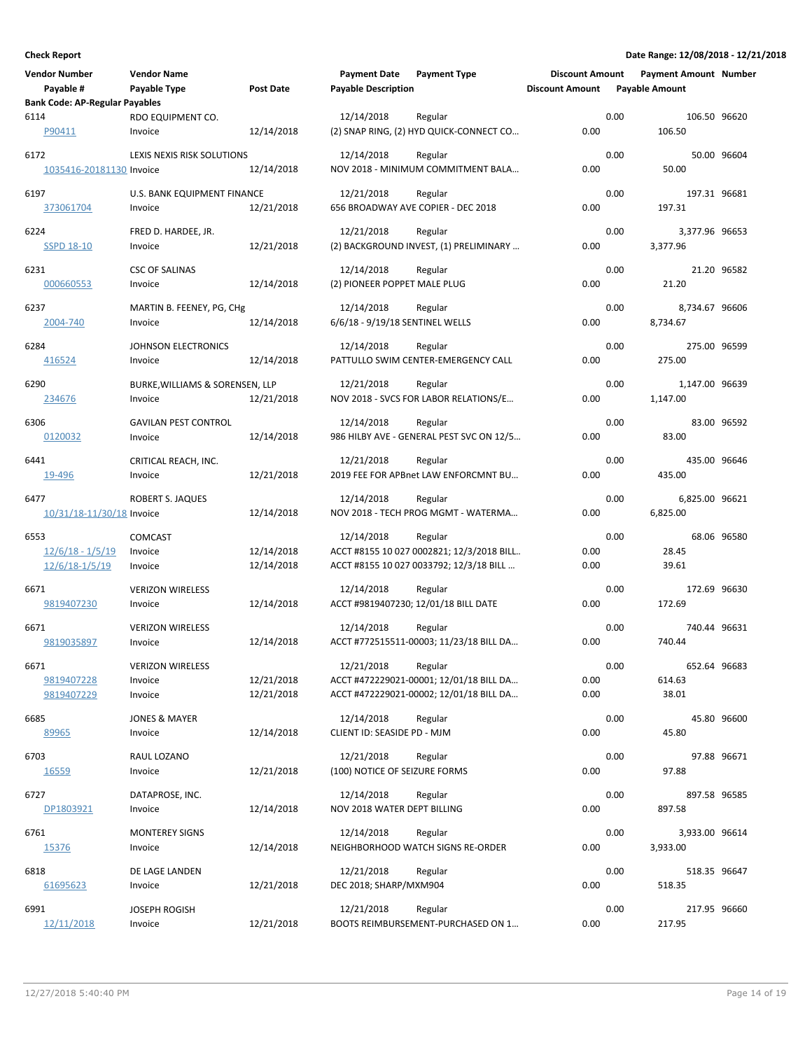**Check Report** | **Date Range: 12/08/2018 - 12/21/2018**

| Vendor Number / Payable # | Vendor Name / Payable Type | Post Date | Payment Date / Payable Description | Payment Type | Discount Amount / Discount Amount | Payment Amount / Payable Amount | Number |
|---|---|---|---|---|---|---|---|
| **Bank Code: AP-Regular Payables** | | | | | | | |
| 6114 | RDO EQUIPMENT CO. | | 12/14/2018 | Regular | 0.00 | 106.50 | 96620 |
| P90411 | Invoice | 12/14/2018 | (2) SNAP RING, (2) HYD QUICK-CONNECT CO... | | 0.00 | 106.50 | |
| 6172 | LEXIS NEXIS RISK SOLUTIONS | | 12/14/2018 | Regular | 0.00 | 50.00 | 96604 |
| 1035416-20181130 | Invoice | 12/14/2018 | NOV 2018 - MINIMUM COMMITMENT BALA... | | 0.00 | 50.00 | |
| 6197 | U.S. BANK EQUIPMENT FINANCE | | 12/21/2018 | Regular | 0.00 | 197.31 | 96681 |
| 373061704 | Invoice | 12/21/2018 | 656 BROADWAY AVE COPIER - DEC 2018 | | 0.00 | 197.31 | |
| 6224 | FRED D. HARDEE, JR. | | 12/21/2018 | Regular | 0.00 | 3,377.96 | 96653 |
| SSPD 18-10 | Invoice | 12/21/2018 | (2) BACKGROUND INVEST, (1) PRELIMINARY ... | | 0.00 | 3,377.96 | |
| 6231 | CSC OF SALINAS | | 12/14/2018 | Regular | 0.00 | 21.20 | 96582 |
| 000660553 | Invoice | 12/14/2018 | (2) PIONEER POPPET MALE PLUG | | 0.00 | 21.20 | |
| 6237 | MARTIN B. FEENEY, PG, CHg | | 12/14/2018 | Regular | 0.00 | 8,734.67 | 96606 |
| 2004-740 | Invoice | 12/14/2018 | 6/6/18 - 9/19/18 SENTINEL WELLS | | 0.00 | 8,734.67 | |
| 6284 | JOHNSON ELECTRONICS | | 12/14/2018 | Regular | 0.00 | 275.00 | 96599 |
| 416524 | Invoice | 12/14/2018 | PATTULLO SWIM CENTER-EMERGENCY CALL | | 0.00 | 275.00 | |
| 6290 | BURKE,WILLIAMS & SORENSEN, LLP | | 12/21/2018 | Regular | 0.00 | 1,147.00 | 96639 |
| 234676 | Invoice | 12/21/2018 | NOV 2018 - SVCS FOR LABOR RELATIONS/E... | | 0.00 | 1,147.00 | |
| 6306 | GAVILAN PEST CONTROL | | 12/14/2018 | Regular | 0.00 | 83.00 | 96592 |
| 0120032 | Invoice | 12/14/2018 | 986 HILBY AVE - GENERAL PEST SVC ON 12/5... | | 0.00 | 83.00 | |
| 6441 | CRITICAL REACH, INC. | | 12/21/2018 | Regular | 0.00 | 435.00 | 96646 |
| 19-496 | Invoice | 12/21/2018 | 2019 FEE FOR APBnet LAW ENFORCMNT BU... | | 0.00 | 435.00 | |
| 6477 | ROBERT S. JAQUES | | 12/14/2018 | Regular | 0.00 | 6,825.00 | 96621 |
| 10/31/18-11/30/18 | Invoice | 12/14/2018 | NOV 2018 - TECH PROG MGMT - WATERMA... | | 0.00 | 6,825.00 | |
| 6553 | COMCAST | | 12/14/2018 | Regular | 0.00 | 68.06 | 96580 |
| 12/6/18 - 1/5/19 | Invoice | 12/14/2018 | ACCT #8155 10 027 0002821; 12/3/2018 BILL... | | 0.00 | 28.45 | |
| 12/6/18-1/5/19 | Invoice | 12/14/2018 | ACCT #8155 10 027 0033792; 12/3/18 BILL ... | | 0.00 | 39.61 | |
| 6671 | VERIZON WIRELESS | | 12/14/2018 | Regular | 0.00 | 172.69 | 96630 |
| 9819407230 | Invoice | 12/14/2018 | ACCT #9819407230; 12/01/18 BILL DATE | | 0.00 | 172.69 | |
| 6671 | VERIZON WIRELESS | | 12/14/2018 | Regular | 0.00 | 740.44 | 96631 |
| 9819035897 | Invoice | 12/14/2018 | ACCT #772515511-00003; 11/23/18 BILL DA... | | 0.00 | 740.44 | |
| 6671 | VERIZON WIRELESS | | 12/21/2018 | Regular | 0.00 | 652.64 | 96683 |
| 9819407228 | Invoice | 12/21/2018 | ACCT #472229021-00001; 12/01/18 BILL DA... | | 0.00 | 614.63 | |
| 9819407229 | Invoice | 12/21/2018 | ACCT #472229021-00002; 12/01/18 BILL DA... | | 0.00 | 38.01 | |
| 6685 | JONES & MAYER | | 12/14/2018 | Regular | 0.00 | 45.80 | 96600 |
| 89965 | Invoice | 12/14/2018 | CLIENT ID: SEASIDE PD - MJM | | 0.00 | 45.80 | |
| 6703 | RAUL LOZANO | | 12/21/2018 | Regular | 0.00 | 97.88 | 96671 |
| 16559 | Invoice | 12/21/2018 | (100) NOTICE OF SEIZURE FORMS | | 0.00 | 97.88 | |
| 6727 | DATAPROSE, INC. | | 12/14/2018 | Regular | 0.00 | 897.58 | 96585 |
| DP1803921 | Invoice | 12/14/2018 | NOV 2018 WATER DEPT BILLING | | 0.00 | 897.58 | |
| 6761 | MONTEREY SIGNS | | 12/14/2018 | Regular | 0.00 | 3,933.00 | 96614 |
| 15376 | Invoice | 12/14/2018 | NEIGHBORHOOD WATCH SIGNS RE-ORDER | | 0.00 | 3,933.00 | |
| 6818 | DE LAGE LANDEN | | 12/21/2018 | Regular | 0.00 | 518.35 | 96647 |
| 61695623 | Invoice | 12/21/2018 | DEC 2018; SHARP/MXM904 | | 0.00 | 518.35 | |
| 6991 | JOSEPH ROGISH | | 12/21/2018 | Regular | 0.00 | 217.95 | 96660 |
| 12/11/2018 | Invoice | 12/21/2018 | BOOTS REIMBURSEMENT-PURCHASED ON 1... | | 0.00 | 217.95 | |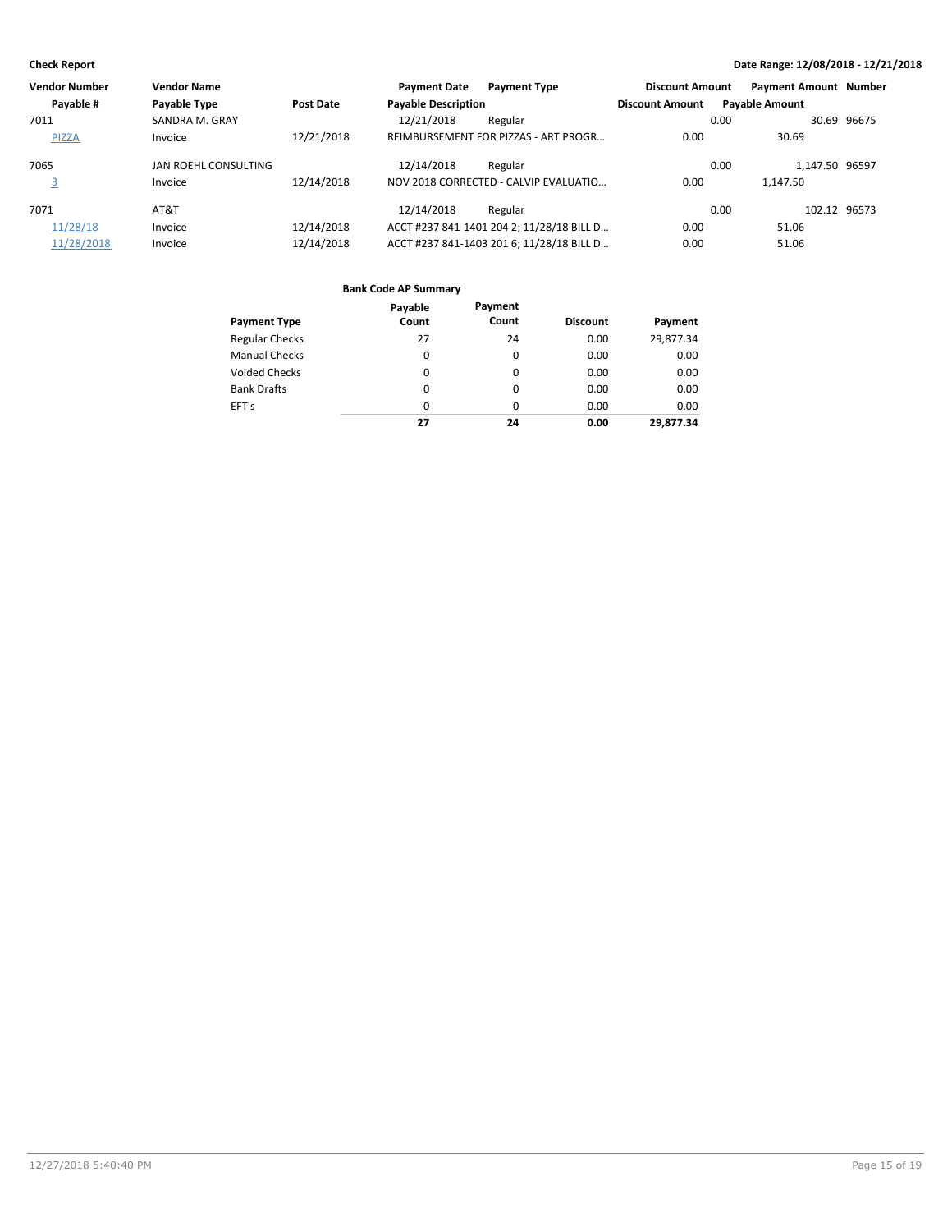**Check Report**

**Date Range: 12/08/2018 - 12/21/2018**

| Vendor Number | Vendor Name | | Payment Date | Payment Type | Discount Amount | Payment Amount | Number |
|---|---|---|---|---|---|---|---|
| **Payable #** | **Payable Type** | **Post Date** | **Payable Description** | | **Discount Amount** | **Payable Amount** | |
| 7011 | SANDRA M. GRAY | | 12/21/2018 | Regular | 0.00 | 30.69 | 96675 |
| PIZZA | Invoice | 12/21/2018 | REIMBURSEMENT FOR PIZZAS - ART PROGR… | | 0.00 | 30.69 | |
| 7065 | JAN ROEHL CONSULTING | | 12/14/2018 | Regular | 0.00 | 1,147.50 | 96597 |
| 3 | Invoice | 12/14/2018 | NOV 2018 CORRECTED - CALVIP EVALUATIO… | | 0.00 | 1,147.50 | |
| 7071 | AT&T | | 12/14/2018 | Regular | 0.00 | 102.12 | 96573 |
| 11/28/18 | Invoice | 12/14/2018 | ACCT #237 841-1401 204 2; 11/28/18 BILL D… | | 0.00 | 51.06 | |
| 11/28/2018 | Invoice | 12/14/2018 | ACCT #237 841-1403 201 6; 11/28/18 BILL D… | | 0.00 | 51.06 | |

**Bank Code AP Summary**

| Payment Type | Payable Count | Payment Count | Discount | Payment |
|---|---|---|---|---|
| Regular Checks | 27 | 24 | 0.00 | 29,877.34 |
| Manual Checks | 0 | 0 | 0.00 | 0.00 |
| Voided Checks | 0 | 0 | 0.00 | 0.00 |
| Bank Drafts | 0 | 0 | 0.00 | 0.00 |
| EFT's | 0 | 0 | 0.00 | 0.00 |
| | **27** | **24** | **0.00** | **29,877.34** |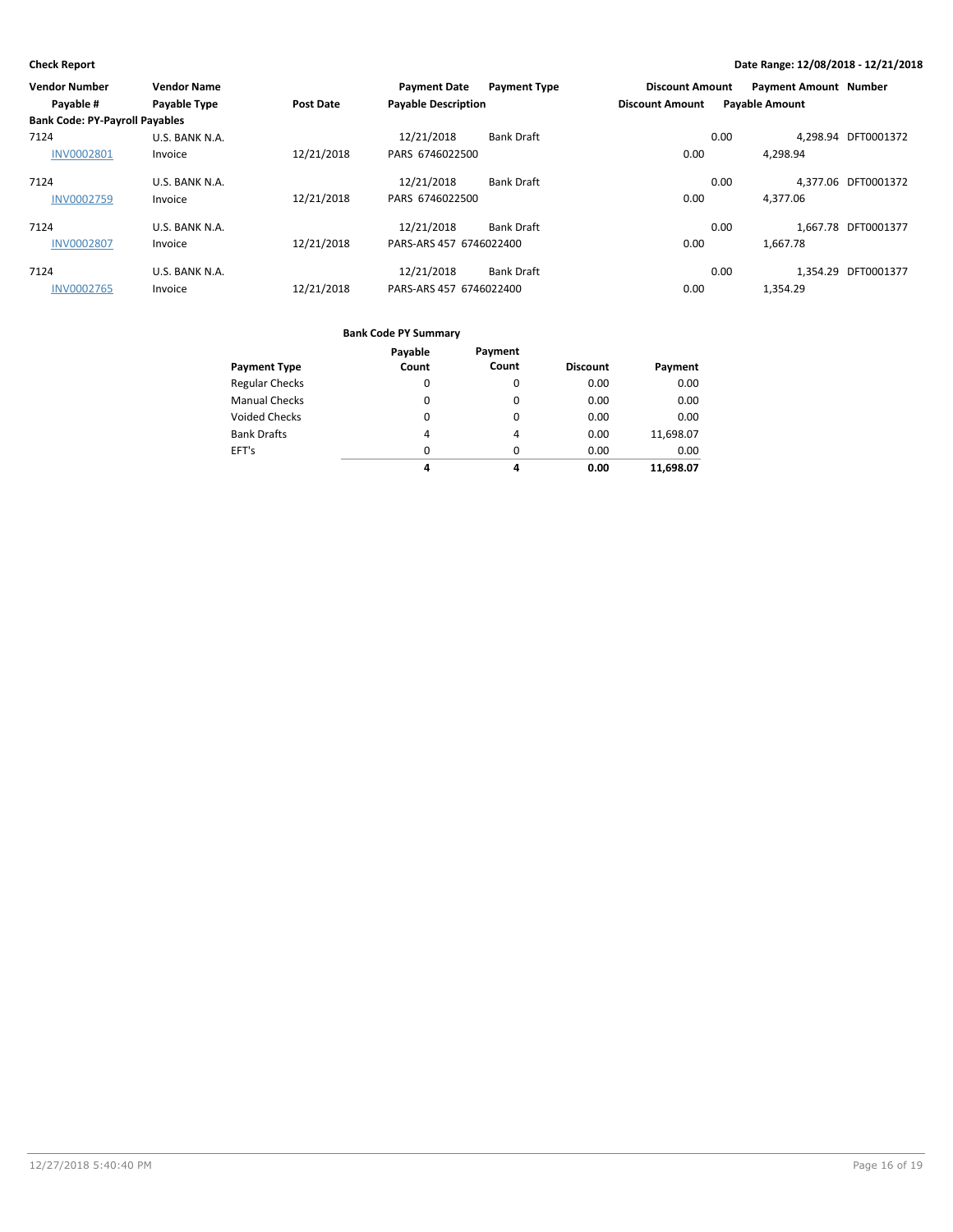**Check Report**

**Date Range: 12/08/2018 - 12/21/2018**

| Vendor Number | Vendor Name | | Payment Date | Payment Type | Discount Amount | Payment Amount | Number |
|---|---|---|---|---|---|---|---|
| Payable # | Payable Type | Post Date | Payable Description | | Discount Amount | Payable Amount | |
| **Bank Code: PY-Payroll Payables** | | | | | | | |
| 7124 | U.S. BANK N.A. | | 12/21/2018 | Bank Draft | 0.00 | 4,298.94 | DFT0001372 |
| INV0002801 | Invoice | 12/21/2018 | PARS 6746022500 | | 0.00 | 4,298.94 | |
| 7124 | U.S. BANK N.A. | | 12/21/2018 | Bank Draft | 0.00 | 4,377.06 | DFT0001372 |
| INV0002759 | Invoice | 12/21/2018 | PARS 6746022500 | | 0.00 | 4,377.06 | |
| 7124 | U.S. BANK N.A. | | 12/21/2018 | Bank Draft | 0.00 | 1,667.78 | DFT0001377 |
| INV0002807 | Invoice | 12/21/2018 | PARS-ARS 457 6746022400 | | 0.00 | 1,667.78 | |
| 7124 | U.S. BANK N.A. | | 12/21/2018 | Bank Draft | 0.00 | 1,354.29 | DFT0001377 |
| INV0002765 | Invoice | 12/21/2018 | PARS-ARS 457 6746022400 | | 0.00 | 1,354.29 | |

**Bank Code PY Summary**

| Payment Type | Payable Count | Payment Count | Discount | Payment |
|---|---|---|---|---|
| Regular Checks | 0 | 0 | 0.00 | 0.00 |
| Manual Checks | 0 | 0 | 0.00 | 0.00 |
| Voided Checks | 0 | 0 | 0.00 | 0.00 |
| Bank Drafts | 4 | 4 | 0.00 | 11,698.07 |
| EFT's | 0 | 0 | 0.00 | 0.00 |
| | **4** | **4** | **0.00** | **11,698.07** |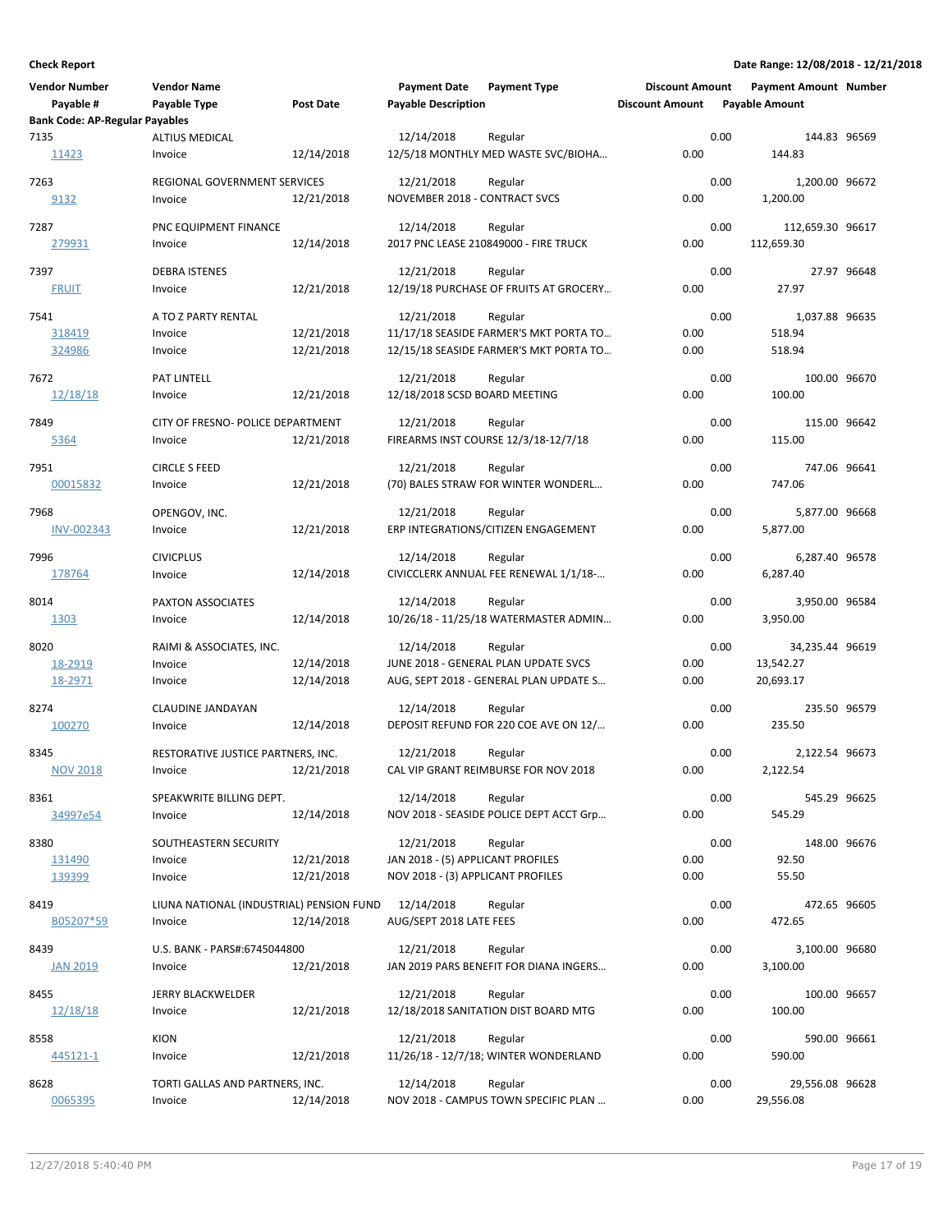**Check Report** | **Date Range: 12/08/2018 - 12/21/2018**

| Vendor Number | Vendor Name | | Payment Date | Payment Type | Discount Amount | Payment Amount | Number |
|---|---|---|---|---|---|---|---|
| Payable # | Payable Type | Post Date | Payable Description | | Discount Amount | Payable Amount | |
| **Bank Code: AP-Regular Payables** | | | | | | | |
| 7135 | ALTIUS MEDICAL | | 12/14/2018 | Regular | 0.00 | 144.83 | 96569 |
| 11423 | Invoice | 12/14/2018 | 12/5/18 MONTHLY MED WASTE SVC/BIOHA... | | 0.00 | 144.83 | |
| 7263 | REGIONAL GOVERNMENT SERVICES | | 12/21/2018 | Regular | 0.00 | 1,200.00 | 96672 |
| 9132 | Invoice | 12/21/2018 | NOVEMBER 2018 - CONTRACT SVCS | | 0.00 | 1,200.00 | |
| 7287 | PNC EQUIPMENT FINANCE | | 12/14/2018 | Regular | 0.00 | 112,659.30 | 96617 |
| 279931 | Invoice | 12/14/2018 | 2017 PNC LEASE 210849000 - FIRE TRUCK | | 0.00 | 112,659.30 | |
| 7397 | DEBRA ISTENES | | 12/21/2018 | Regular | 0.00 | 27.97 | 96648 |
| FRUIT | Invoice | 12/21/2018 | 12/19/18 PURCHASE OF FRUITS AT GROCERY... | | 0.00 | 27.97 | |
| 7541 | A TO Z PARTY RENTAL | | 12/21/2018 | Regular | 0.00 | 1,037.88 | 96635 |
| 318419 | Invoice | 12/21/2018 | 11/17/18 SEASIDE FARMER'S MKT PORTA TO... | | 0.00 | 518.94 | |
| 324986 | Invoice | 12/21/2018 | 12/15/18 SEASIDE FARMER'S MKT PORTA TO... | | 0.00 | 518.94 | |
| 7672 | PAT LINTELL | | 12/21/2018 | Regular | 0.00 | 100.00 | 96670 |
| 12/18/18 | Invoice | 12/21/2018 | 12/18/2018 SCSD BOARD MEETING | | 0.00 | 100.00 | |
| 7849 | CITY OF FRESNO- POLICE DEPARTMENT | | 12/21/2018 | Regular | 0.00 | 115.00 | 96642 |
| 5364 | Invoice | 12/21/2018 | FIREARMS INST COURSE 12/3/18-12/7/18 | | 0.00 | 115.00 | |
| 7951 | CIRCLE S FEED | | 12/21/2018 | Regular | 0.00 | 747.06 | 96641 |
| 00015832 | Invoice | 12/21/2018 | (70) BALES STRAW FOR WINTER WONDERL... | | 0.00 | 747.06 | |
| 7968 | OPENGOV, INC. | | 12/21/2018 | Regular | 0.00 | 5,877.00 | 96668 |
| INV-002343 | Invoice | 12/21/2018 | ERP INTEGRATIONS/CITIZEN ENGAGEMENT | | 0.00 | 5,877.00 | |
| 7996 | CIVICPLUS | | 12/14/2018 | Regular | 0.00 | 6,287.40 | 96578 |
| 178764 | Invoice | 12/14/2018 | CIVICCLERK ANNUAL FEE RENEWAL 1/1/18-... | | 0.00 | 6,287.40 | |
| 8014 | PAXTON ASSOCIATES | | 12/14/2018 | Regular | 0.00 | 3,950.00 | 96584 |
| 1303 | Invoice | 12/14/2018 | 10/26/18 - 11/25/18 WATERMASTER ADMIN... | | 0.00 | 3,950.00 | |
| 8020 | RAIMI & ASSOCIATES, INC. | | 12/14/2018 | Regular | 0.00 | 34,235.44 | 96619 |
| 18-2919 | Invoice | 12/14/2018 | JUNE 2018 - GENERAL PLAN UPDATE SVCS | | 0.00 | 13,542.27 | |
| 18-2971 | Invoice | 12/14/2018 | AUG, SEPT 2018 - GENERAL PLAN UPDATE S... | | 0.00 | 20,693.17 | |
| 8274 | CLAUDINE JANDAYAN | | 12/14/2018 | Regular | 0.00 | 235.50 | 96579 |
| 100270 | Invoice | 12/14/2018 | DEPOSIT REFUND FOR 220 COE AVE ON 12/... | | 0.00 | 235.50 | |
| 8345 | RESTORATIVE JUSTICE PARTNERS, INC. | | 12/21/2018 | Regular | 0.00 | 2,122.54 | 96673 |
| NOV 2018 | Invoice | 12/21/2018 | CAL VIP GRANT REIMBURSE FOR NOV 2018 | | 0.00 | 2,122.54 | |
| 8361 | SPEAKWRITE BILLING DEPT. | | 12/14/2018 | Regular | 0.00 | 545.29 | 96625 |
| 34997e54 | Invoice | 12/14/2018 | NOV 2018 - SEASIDE POLICE DEPT ACCT Grp... | | 0.00 | 545.29 | |
| 8380 | SOUTHEASTERN SECURITY | | 12/21/2018 | Regular | 0.00 | 148.00 | 96676 |
| 131490 | Invoice | 12/21/2018 | JAN 2018 - (5) APPLICANT PROFILES | | 0.00 | 92.50 | |
| 139399 | Invoice | 12/21/2018 | NOV 2018 - (3) APPLICANT PROFILES | | 0.00 | 55.50 | |
| 8419 | LIUNA NATIONAL (INDUSTRIAL) PENSION FUND | | 12/14/2018 | Regular | 0.00 | 472.65 | 96605 |
| B05207*59 | Invoice | 12/14/2018 | AUG/SEPT 2018 LATE FEES | | 0.00 | 472.65 | |
| 8439 | U.S. BANK - PARS#:6745044800 | | 12/21/2018 | Regular | 0.00 | 3,100.00 | 96680 |
| JAN 2019 | Invoice | 12/21/2018 | JAN 2019 PARS BENEFIT FOR DIANA INGERS... | | 0.00 | 3,100.00 | |
| 8455 | JERRY BLACKWELDER | | 12/21/2018 | Regular | 0.00 | 100.00 | 96657 |
| 12/18/18 | Invoice | 12/21/2018 | 12/18/2018 SANITATION DIST BOARD MTG | | 0.00 | 100.00 | |
| 8558 | KION | | 12/21/2018 | Regular | 0.00 | 590.00 | 96661 |
| 445121-1 | Invoice | 12/21/2018 | 11/26/18 - 12/7/18; WINTER WONDERLAND | | 0.00 | 590.00 | |
| 8628 | TORTI GALLAS AND PARTNERS, INC. | | 12/14/2018 | Regular | 0.00 | 29,556.08 | 96628 |
| 0065395 | Invoice | 12/14/2018 | NOV 2018 - CAMPUS TOWN SPECIFIC PLAN ... | | 0.00 | 29,556.08 | |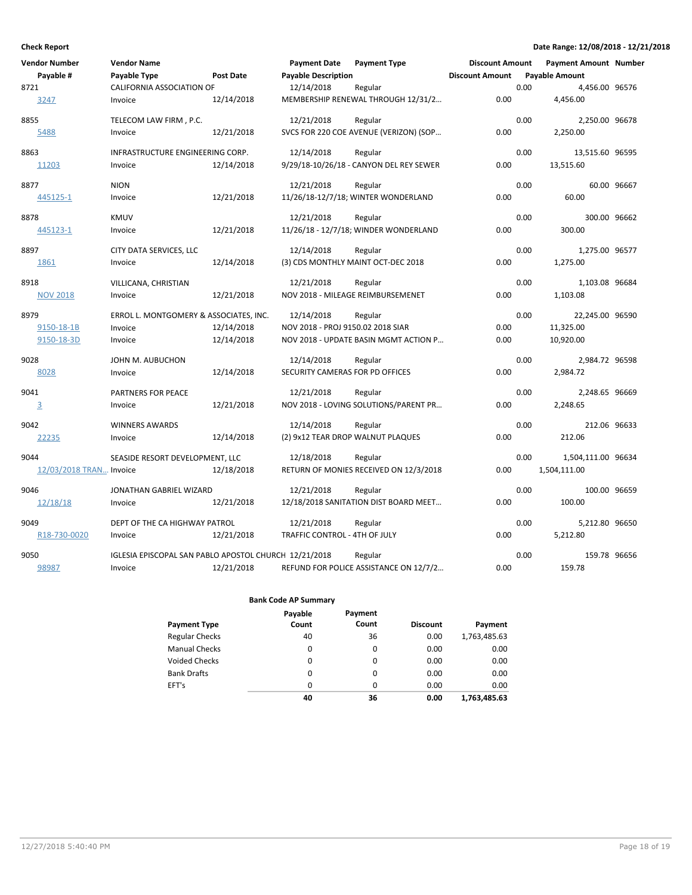**Check Report** | **Date Range: 12/08/2018 - 12/21/2018**

| Vendor Number | Vendor Name | | Payment Date | Payment Type | Discount Amount | Payment Amount | Number |
|---|---|---|---|---|---|---|---|
| Payable # | Payable Type | Post Date | Payable Description | | Discount Amount | Payable Amount | |
| 8721 | CALIFORNIA ASSOCIATION OF | | 12/14/2018 | Regular | 0.00 | 4,456.00 | 96576 |
| 3247 | Invoice | 12/14/2018 | MEMBERSHIP RENEWAL THROUGH 12/31/2… | | 0.00 | 4,456.00 | |
| 8855 | TELECOM LAW FIRM , P.C. | | 12/21/2018 | Regular | 0.00 | 2,250.00 | 96678 |
| 5488 | Invoice | 12/21/2018 | SVCS FOR 220 COE AVENUE (VERIZON) (SOP… | | 0.00 | 2,250.00 | |
| 8863 | INFRASTRUCTURE ENGINEERING CORP. | | 12/14/2018 | Regular | 0.00 | 13,515.60 | 96595 |
| 11203 | Invoice | 12/14/2018 | 9/29/18-10/26/18 - CANYON DEL REY SEWER | | 0.00 | 13,515.60 | |
| 8877 | NION | | 12/21/2018 | Regular | 0.00 | 60.00 | 96667 |
| 445125-1 | Invoice | 12/21/2018 | 11/26/18-12/7/18; WINTER WONDERLAND | | 0.00 | 60.00 | |
| 8878 | KMUV | | 12/21/2018 | Regular | 0.00 | 300.00 | 96662 |
| 445123-1 | Invoice | 12/21/2018 | 11/26/18 - 12/7/18; WINDER WONDERLAND | | 0.00 | 300.00 | |
| 8897 | CITY DATA SERVICES, LLC | | 12/14/2018 | Regular | 0.00 | 1,275.00 | 96577 |
| 1861 | Invoice | 12/14/2018 | (3) CDS MONTHLY MAINT OCT-DEC 2018 | | 0.00 | 1,275.00 | |
| 8918 | VILLICANA, CHRISTIAN | | 12/21/2018 | Regular | 0.00 | 1,103.08 | 96684 |
| NOV 2018 | Invoice | 12/21/2018 | NOV 2018 - MILEAGE REIMBURSEMENET | | 0.00 | 1,103.08 | |
| 8979 | ERROL L. MONTGOMERY & ASSOCIATES, INC. | | 12/14/2018 | Regular | 0.00 | 22,245.00 | 96590 |
| 9150-18-1B | Invoice | 12/14/2018 | NOV 2018 - PROJ 9150.02 2018 SIAR | | 0.00 | 11,325.00 | |
| 9150-18-3D | Invoice | 12/14/2018 | NOV 2018 - UPDATE BASIN MGMT ACTION P… | | 0.00 | 10,920.00 | |
| 9028 | JOHN M. AUBUCHON | | 12/14/2018 | Regular | 0.00 | 2,984.72 | 96598 |
| 8028 | Invoice | 12/14/2018 | SECURITY CAMERAS FOR PD OFFICES | | 0.00 | 2,984.72 | |
| 9041 | PARTNERS FOR PEACE | | 12/21/2018 | Regular | 0.00 | 2,248.65 | 96669 |
| 3 | Invoice | 12/21/2018 | NOV 2018 - LOVING SOLUTIONS/PARENT PR… | | 0.00 | 2,248.65 | |
| 9042 | WINNERS AWARDS | | 12/14/2018 | Regular | 0.00 | 212.06 | 96633 |
| 22235 | Invoice | 12/14/2018 | (2) 9x12 TEAR DROP WALNUT PLAQUES | | 0.00 | 212.06 | |
| 9044 | SEASIDE RESORT DEVELOPMENT, LLC | | 12/18/2018 | Regular | 0.00 | 1,504,111.00 | 96634 |
| 12/03/2018 TRAN… | Invoice | 12/18/2018 | RETURN OF MONIES RECEIVED ON 12/3/2018 | | 0.00 | 1,504,111.00 | |
| 9046 | JONATHAN GABRIEL WIZARD | | 12/21/2018 | Regular | 0.00 | 100.00 | 96659 |
| 12/18/18 | Invoice | 12/21/2018 | 12/18/2018 SANITATION DIST BOARD MEET… | | 0.00 | 100.00 | |
| 9049 | DEPT OF THE CA HIGHWAY PATROL | | 12/21/2018 | Regular | 0.00 | 5,212.80 | 96650 |
| R18-730-0020 | Invoice | 12/21/2018 | TRAFFIC CONTROL - 4TH OF JULY | | 0.00 | 5,212.80 | |
| 9050 | IGLESIA EPISCOPAL SAN PABLO APOSTOL CHURCH | | 12/21/2018 | Regular | 0.00 | 159.78 | 96656 |
| 98987 | Invoice | 12/21/2018 | REFUND FOR POLICE ASSISTANCE ON 12/7/2… | | 0.00 | 159.78 | |

**Bank Code AP Summary**

| Payment Type | Payable Count | Payment Count | Discount | Payment |
|---|---|---|---|---|
| Regular Checks | 40 | 36 | 0.00 | 1,763,485.63 |
| Manual Checks | 0 | 0 | 0.00 | 0.00 |
| Voided Checks | 0 | 0 | 0.00 | 0.00 |
| Bank Drafts | 0 | 0 | 0.00 | 0.00 |
| EFT's | 0 | 0 | 0.00 | 0.00 |
| | **40** | **36** | **0.00** | **1,763,485.63** |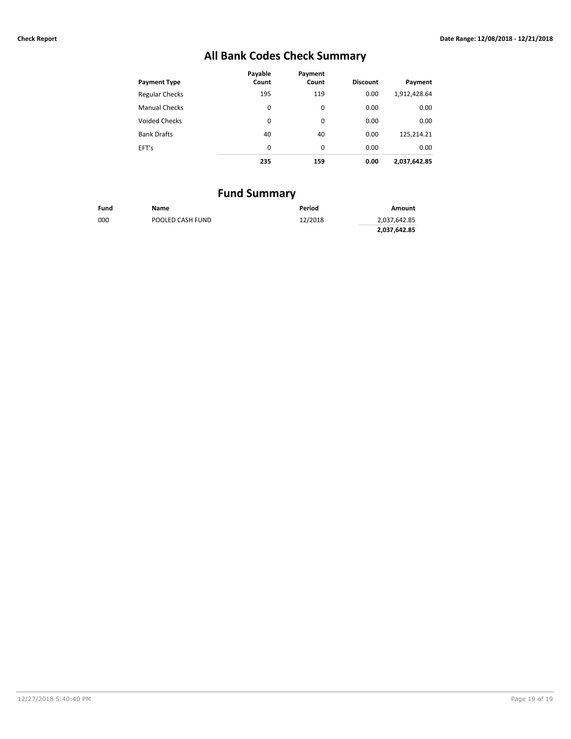## All Bank Codes Check Summary

| Payment Type | Payable Count | Payment Count | Discount | Payment |
|---|---|---|---|---|
| Regular Checks | 195 | 119 | 0.00 | 1,912,428.64 |
| Manual Checks | 0 | 0 | 0.00 | 0.00 |
| Voided Checks | 0 | 0 | 0.00 | 0.00 |
| Bank Drafts | 40 | 40 | 0.00 | 125,214.21 |
| EFT's | 0 | 0 | 0.00 | 0.00 |
| | **235** | **159** | **0.00** | **2,037,642.85** |

## Fund Summary

| Fund | Name | Period | Amount |
|---|---|---|---|
| 000 | POOLED CASH FUND | 12/2018 | 2,037,642.85 |
| | | | **2,037,642.85** |